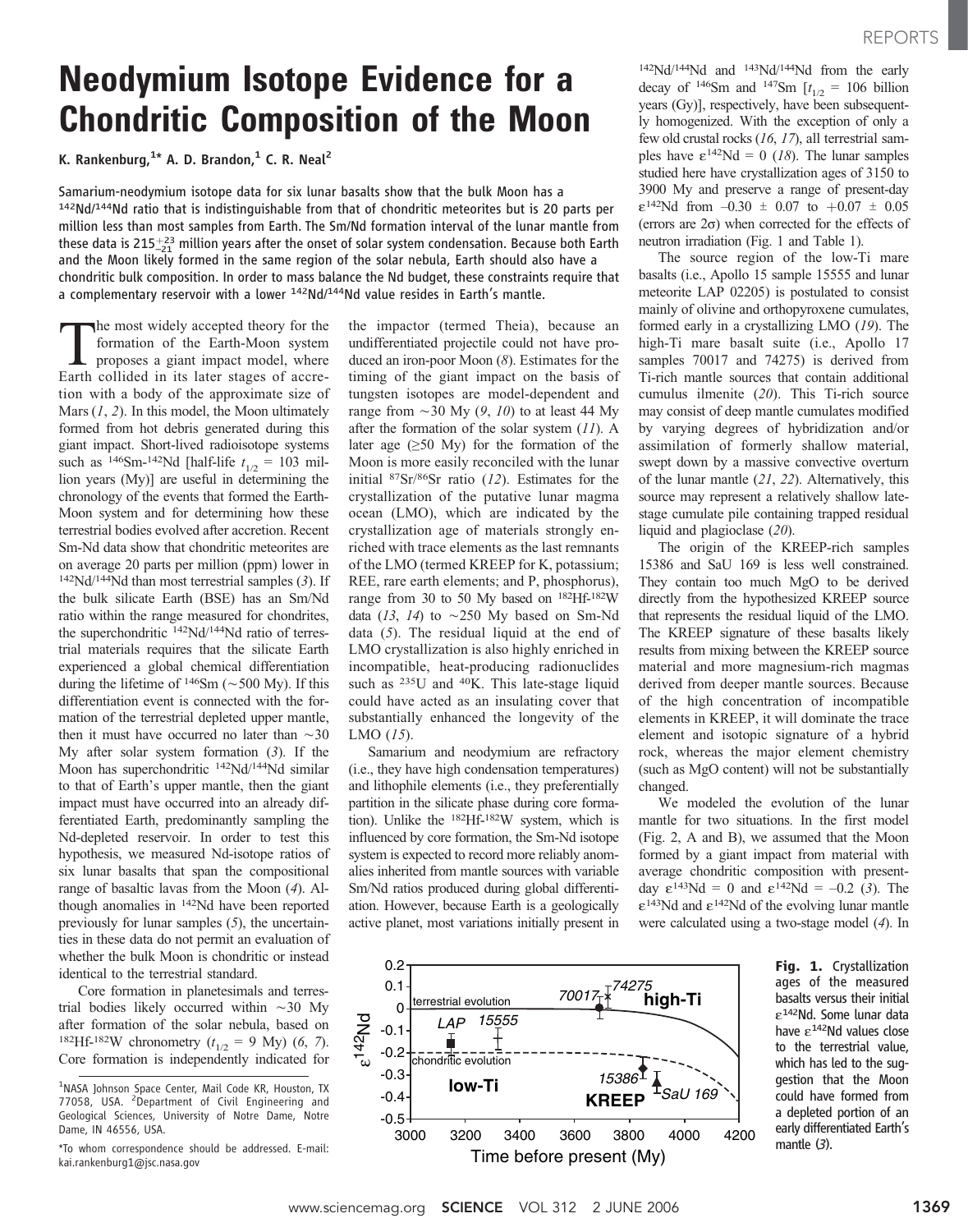# Neodymium Isotope Evidence for a Chondritic Composition of the Moon

**K. Rankenburg,[1]* A. D. Brandon,[1] C. R. Neal[2]**

**Samarium-neodymium isotope data for six lunar basalts show that the bulk Moon has a $^{142}Nd/^{144}Nd$ ratio that is indistinguishable from that of chondritic meteorites but is 20 parts per million less than most samples from Earth. The Sm/Nd formation interval of the lunar mantle from these data is $215^{+23}_{-21}$ million years after the onset of solar system condensation. Because both Earth and the Moon likely formed in the same region of the solar nebula, Earth should also have a chondritic bulk composition. In order to mass balance the Nd budget, these constraints require that a complementary reservoir with a lower $^{142}Nd/^{144}Nd$ value resides in Earth's mantle.**

The most widely accepted theory for the formation of the Earth-Moon system proposes a giant impact model, where Earth collided in its later stages of accretion with a body of the approximate size of Mars (*1*, *2*). In this model, the Moon ultimately formed from hot debris generated during this giant impact. Short-lived radioisotope systems such as $^{146}Sm$-$^{142}Nd$ [half-life $t_{1/2}$ = 103 million years (My)] are useful in determining the chronology of the events that formed the Earth-Moon system and for determining how these terrestrial bodies evolved after accretion. Recent Sm-Nd data show that chondritic meteorites are on average 20 parts per million (ppm) lower in $^{142}Nd/^{144}Nd$ than most terrestrial samples (*3*). If the bulk silicate Earth (BSE) has an Sm/Nd ratio within the range measured for chondrites, the superchondritic $^{142}Nd/^{144}Nd$ ratio of terrestrial materials requires that the silicate Earth experienced a global chemical differentiation during the lifetime of $^{146}Sm$ (~500 My). If this differentiation event is connected with the formation of the terrestrial depleted upper mantle, then it must have occurred no later than ~30 My after solar system formation (*3*). If the Moon has superchondritic $^{142}Nd/^{144}Nd$ similar to that of Earth's upper mantle, then the giant impact must have occurred into an already differentiated Earth, predominantly sampling the Nd-depleted reservoir. In order to test this hypothesis, we measured Nd-isotope ratios of six lunar basalts that span the compositional range of basaltic lavas from the Moon (*4*). Although anomalies in $^{142}Nd$ have been reported previously for lunar samples (*5*), the uncertainties in these data do not permit an evaluation of whether the bulk Moon is chondritic or instead identical to the terrestrial standard.

Core formation in planetesimals and terrestrial bodies likely occurred within ~30 My after formation of the solar nebula, based on $^{182}Hf$-$^{182}W$ chronometry ($t_{1/2}$ = 9 My) (*6*, *7*). Core formation is independently indicated for the impactor (termed Theia), because an undifferentiated projectile could not have produced an iron-poor Moon (*8*). Estimates for the timing of the giant impact on the basis of tungsten isotopes are model-dependent and range from ~30 My (*9*, *10*) to at least 44 My after the formation of the solar system (*11*). A later age (≥50 My) for the formation of the Moon is more easily reconciled with the lunar initial $^{87}Sr/^{86}Sr$ ratio (*12*). Estimates for the crystallization of the putative lunar magma ocean (LMO), which are indicated by the crystallization age of materials strongly enriched with trace elements as the last remnants of the LMO (termed KREEP for K, potassium; REE, rare earth elements; and P, phosphorus), range from 30 to 50 My based on $^{182}Hf$-$^{182}W$ data (*13*, *14*) to ~250 My based on Sm-Nd data (*5*). The residual liquid at the end of LMO crystallization is also highly enriched in incompatible, heat-producing radionuclides such as $^{235}U$ and $^{40}K$. This late-stage liquid could have acted as an insulating cover that substantially enhanced the longevity of the LMO (*15*).

Samarium and neodymium are refractory (i.e., they have high condensation temperatures) and lithophile elements (i.e., they preferentially partition in the silicate phase during core formation). Unlike the $^{182}Hf$-$^{182}W$ system, which is influenced by core formation, the Sm-Nd isotope system is expected to record more reliably anomalies inherited from mantle sources with variable Sm/Nd ratios produced during global differentiation. However, because Earth is a geologically active planet, most variations initially present in $^{142}Nd/^{144}Nd$ and $^{143}Nd/^{144}Nd$ from the early decay of $^{146}Sm$ and $^{147}Sm$ [$t_{1/2}$ = 106 billion years (Gy)], respectively, have been subsequently homogenized. With the exception of only a few old crustal rocks (*16*, *17*), all terrestrial samples have $\varepsilon^{142}Nd = 0$ (*18*). The lunar samples studied here have crystallization ages of 3150 to 3900 My and preserve a range of present-day $\varepsilon^{142}Nd$ from $-0.30 \pm 0.07$ to $+0.07 \pm 0.05$ (errors are 2σ) when corrected for the effects of neutron irradiation (Fig. 1 and Table 1).

The source region of the low-Ti mare basalts (i.e., Apollo 15 sample 15555 and lunar meteorite LAP 02205) is postulated to consist mainly of olivine and orthopyroxene cumulates, formed early in a crystallizing LMO (*19*). The high-Ti mare basalt suite (i.e., Apollo 17 samples 70017 and 74275) is derived from Ti-rich mantle sources that contain additional cumulus ilmenite (*20*). This Ti-rich source may consist of deep mantle cumulates modified by varying degrees of hybridization and/or assimilation of formerly shallow material, swept down by a massive convective overturn of the lunar mantle (*21*, *22*). Alternatively, this source may represent a relatively shallow late-stage cumulate pile containing trapped residual liquid and plagioclase (*20*).

The origin of the KREEP-rich samples 15386 and SaU 169 is less well constrained. They contain too much MgO to be derived directly from the hypothesized KREEP source that represents the residual liquid of the LMO. The KREEP signature of these basalts likely results from mixing between the KREEP source material and more magnesium-rich magmas derived from deeper mantle sources. Because of the high concentration of incompatible elements in KREEP, it will dominate the trace element and isotopic signature of a hybrid rock, whereas the major element chemistry (such as MgO content) will not be substantially changed.

We modeled the evolution of the lunar mantle for two situations. In the first model (Fig. 2, A and B), we assumed that the Moon formed by a giant impact from material with average chondritic composition with present-day $\varepsilon^{143}Nd = 0$ and $\varepsilon^{142}Nd = -0.2$ (*3*). The $\varepsilon^{143}Nd$ and $\varepsilon^{142}Nd$ of the evolving lunar mantle were calculated using a two-stage model (*4*). In

**Fig. 1.** Crystallization ages of the measured basalts versus their initial $\varepsilon^{142}Nd$. Some lunar data have $\varepsilon^{142}Nd$ values close to the terrestrial value, which has led to the suggestion that the Moon could have formed from a depleted portion of an early differentiated Earth's mantle (*3*).

[1]NASA Johnson Space Center, Mail Code KR, Houston, TX 77058, USA. [2]Department of Civil Engineering and Geological Sciences, University of Notre Dame, Notre Dame, IN 46556, USA.

*To whom correspondence should be addressed. E-mail: kai.rankenburg1@jsc.nasa.gov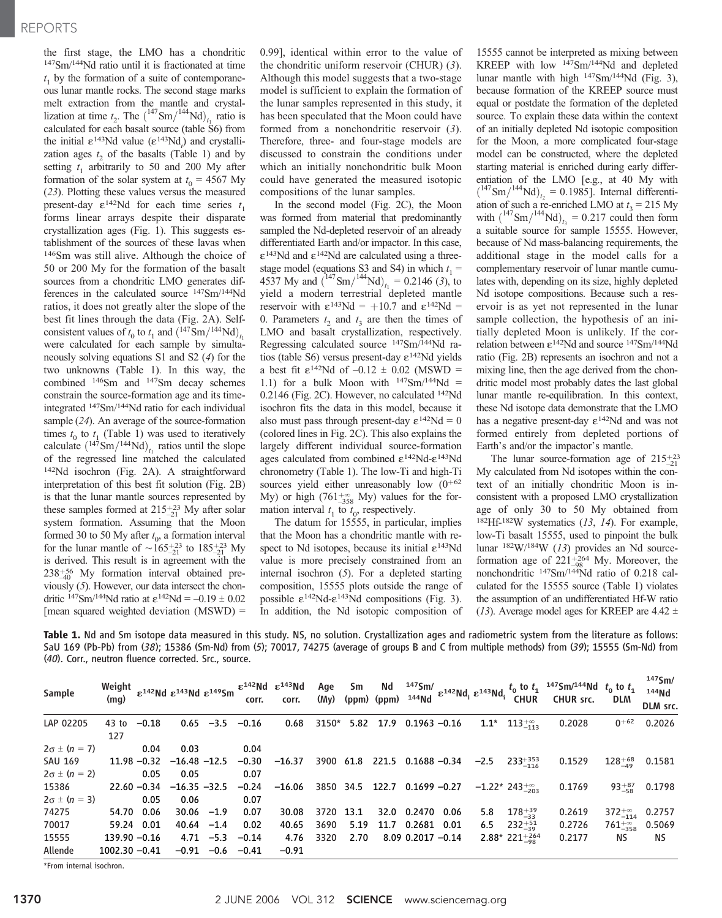the first stage, the LMO has a chondritic $^{147}Sm/^{144}Nd$ ratio until it is fractionated at time $t_1$ by the formation of a suite of contemporaneous lunar mantle rocks. The second stage marks melt extraction from the mantle and crystallization at time $t_2$. The $(^{147}Sm/^{144}Nd)_{t_1}$ ratio is calculated for each basalt source (table S6) from the initial $\varepsilon^{143}Nd$ value ($\varepsilon^{143}Nd_i$) and crystallization ages $t_2$ of the basalts (Table 1) and by setting $t_1$ arbitrarily to 50 and 200 My after formation of the solar system at $t_0$ = 4567 My (23). Plotting these values versus the measured present-day $\varepsilon^{142}Nd$ for each time series $t_1$ forms linear arrays despite their disparate crystallization ages (Fig. 1). This suggests establishment of the sources of these lavas when $^{146}Sm$ was still alive. Although the choice of 50 or 200 My for the formation of the basalt sources from a chondritic LMO generates differences in the calculated source $^{147}Sm/^{144}Nd$ ratios, it does not greatly alter the slope of the best fit lines through the data (Fig. 2A). Self-consistent values of $t_0$ to $t_1$ and $(^{147}Sm/^{144}Nd)_{t_1}$ were calculated for each sample by simultaneously solving equations S1 and S2 (4) for the two unknowns (Table 1). In this way, the combined $^{146}Sm$ and $^{147}Sm$ decay schemes constrain the source-formation age and its time-integrated $^{147}Sm/^{144}Nd$ ratio for each individual sample (24). An average of the source-formation times $t_0$ to $t_1$ (Table 1) was used to iteratively calculate $(^{147}Sm/^{144}Nd)_{t_1}$ ratios until the slope of the regressed line matched the calculated $^{142}Nd$ isochron (Fig. 2A). A straightforward interpretation of this best fit solution (Fig. 2B) is that the lunar mantle sources represented by these samples formed at $215^{+23}_{-21}$ My after solar system formation. Assuming that the Moon formed 30 to 50 My after $t_0$, a formation interval for the lunar mantle of $\sim165^{+23}_{-21}$ to $185^{+23}_{-21}$ My is derived. This result is in agreement with the $238^{+56}_{-40}$ My formation interval obtained previously (5). However, our data intersect the chondritic $^{147}Sm/^{144}Nd$ ratio at $\varepsilon^{142}Nd = -0.19 \pm 0.02$ [mean squared weighted deviation (MSWD) = 0.99], identical within error to the value of the chondritic uniform reservoir (CHUR) (3). Although this model suggests that a two-stage model is sufficient to explain the formation of the lunar samples represented in this study, it has been speculated that the Moon could have formed from a nonchondritic reservoir (3). Therefore, three- and four-stage models are discussed to constrain the conditions under which an initially nonchondritic bulk Moon could have generated the measured isotopic compositions of the lunar samples.

In the second model (Fig. 2C), the Moon was formed from material that predominantly sampled the Nd-depleted reservoir of an already differentiated Earth and/or impactor. In this case, $\varepsilon^{143}Nd$ and $\varepsilon^{142}Nd$ are calculated using a three-stage model (equations S3 and S4) in which $t_1$ = 4537 My and $(^{147}Sm/^{144}Nd)_{t_1} = 0.2146$ (3), to yield a modern terrestrial depleted mantle reservoir with $\varepsilon^{143}Nd = +10.7$ and $\varepsilon^{142}Nd$ = 0. Parameters $t_2$ and $t_3$ are then the times of LMO and basaltic crystallization, respectively. Regressing calculated source $^{147}Sm/^{144}Nd$ ratios (table S6) versus present-day $\varepsilon^{142}Nd$ yields a best fit $\varepsilon^{142}Nd$ of $-0.12 \pm 0.02$ (MSWD = 1.1) for a bulk Moon with $^{147}Sm/^{144}Nd$ = 0.2146 (Fig. 2C). However, no calculated $^{142}Nd$ isochron fits the data in this model, because it also must pass through present-day $\varepsilon^{142}Nd = 0$ (colored lines in Fig. 2C). This also explains the largely different individual source-formation ages calculated from combined $\varepsilon^{142}Nd$-$\varepsilon^{143}Nd$ chronometry (Table 1). The low-Ti and high-Ti sources yield either unreasonably low ($0^{+62}$ My) or high ($761^{+\infty}_{-358}$ My) values for the formation interval $t_1$ to $t_0$, respectively.

The datum for 15555, in particular, implies that the Moon has a chondritic mantle with respect to Nd isotopes, because its initial $\varepsilon^{143}Nd$ value is more precisely constrained from an internal isochron (5). For a depleted starting composition, 15555 plots outside the range of possible $\varepsilon^{142}Nd$-$\varepsilon^{143}Nd$ compositions (Fig. 3). In addition, the Nd isotopic composition of 15555 cannot be interpreted as mixing between KREEP with low $^{147}Sm/^{144}Nd$ and depleted lunar mantle with high $^{147}Sm/^{144}Nd$ (Fig. 3), because formation of the KREEP source must equal or postdate the formation of the depleted source. To explain these data within the context of an initially depleted Nd isotopic composition for the Moon, a more complicated four-stage model can be constructed, where the depleted starting material is enriched during early differentiation of the LMO [e.g., at 40 My with $(^{147}Sm/^{144}Nd)_{t_2} = 0.1985$]. Internal differentiation of such a re-enriched LMO at $t_3$ = 215 My with $(^{147}Sm/^{144}Nd)_{t_3} = 0.217$ could then form a suitable source for sample 15555. However, because of Nd mass-balancing requirements, the additional stage in the model calls for a complementary reservoir of lunar mantle cumulates with, depending on its size, highly depleted Nd isotope compositions. Because such a reservoir is as yet not represented in the lunar sample collection, the hypothesis of an initially depleted Moon is unlikely. If the correlation between $\varepsilon^{142}Nd$ and source $^{147}Sm/^{144}Nd$ ratio (Fig. 2B) represents an isochron and not a mixing line, then the age derived from the chondritic model most probably dates the last global lunar mantle re-equilibration. In this context, these Nd isotope data demonstrate that the LMO has a negative present-day $\varepsilon^{142}Nd$ and was not formed entirely from depleted portions of Earth's and/or the impactor's mantle.

The lunar source-formation age of $215^{+23}_{-21}$ My calculated from Nd isotopes within the context of an initially chondritic Moon is inconsistent with a proposed LMO crystallization age of only 30 to 50 My obtained from $^{182}Hf$-$^{182}W$ systematics (13, 14). For example, low-Ti basalt 15555, used to pinpoint the bulk lunar $^{182}W/^{184}W$ (13) provides an Nd source-formation age of $221^{+264}_{-98}$ My. Moreover, the nonchondritic $^{147}Sm/^{144}Nd$ ratio of 0.218 calculated for the 15555 source (Table 1) violates the assumption of an undifferentiated Hf-W ratio (13). Average model ages for KREEP are 4.42 ±

**Table 1.** Nd and Sm isotope data measured in this study. NS, no solution. Crystallization ages and radiometric system from the literature as follows: SaU 169 (Pb-Pb) from (38); 15386 (Sm-Nd) from (5); 70017, 74275 (average of groups B and C from multiple methods) from (39); 15555 (Sm-Nd) from (40). Corr., neutron fluence corrected. Src., source.

| Sample | Weight (mg) | $\varepsilon^{142}Nd$ | $\varepsilon^{143}Nd$ | $\varepsilon^{149}Sm$ | $\varepsilon^{142}Nd$ corr. | $\varepsilon^{143}Nd$ corr. | Age (My) | Sm (ppm) | Nd (ppm) | $^{147}Sm/^{144}Nd$ | $\varepsilon^{142}Nd_i$ | $\varepsilon^{143}Nd_i$ | $t_0$ to $t_1$ CHUR | $^{147}Sm/^{144}Nd$ CHUR src. | $t_0$ to $t_1$ DLM | $^{147}Sm/^{144}Nd$ DLM src. |
|---|---|---|---|---|---|---|---|---|---|---|---|---|---|---|---|---|
| LAP 02205 | 43 to 127 | −0.18 | 0.65 | −3.5 | −0.16 | 0.68 | 3150* | 5.82 | 17.9 | 0.1963 | −0.16 | 1.1* | $113^{+\infty}_{-113}$ | 0.2028 | $0^{+62}$ | 0.2026 |
| 2σ ± (n = 7) | | 0.04 | 0.03 | | 0.04 | | | | | | | | | | | |
| SAU 169 | 11.98 | −0.32 | −16.48 | −12.5 | −0.30 | −16.37 | 3900 | 61.8 | 221.5 | 0.1688 | −0.34 | −2.5 | $233^{+353}_{-116}$ | 0.1529 | $128^{+68}_{-49}$ | 0.1581 |
| 2σ ± (n = 2) | | 0.05 | 0.05 | | 0.07 | | | | | | | | | | | |
| 15386 | 22.60 | −0.34 | −16.35 | −32.5 | −0.24 | −16.06 | 3850 | 34.5 | 122.7 | 0.1699 | −0.27 | −1.22* | $243^{+\infty}_{-203}$ | 0.1769 | $93^{+87}_{-58}$ | 0.1798 |
| 2σ ± (n = 3) | | 0.05 | 0.06 | | 0.07 | | | | | | | | | | | |
| 74275 | 54.70 | 0.06 | 30.06 | −1.9 | 0.07 | 30.08 | 3720 | 13.1 | 32.0 | 0.2470 | 0.06 | 5.8 | $178^{+39}_{-33}$ | 0.2619 | $372^{+\infty}_{-114}$ | 0.2757 |
| 70017 | 59.24 | 0.01 | 40.64 | −1.4 | 0.02 | 40.65 | 3690 | 5.19 | 11.7 | 0.2681 | 0.01 | 6.5 | $232^{+51}_{-39}$ | 0.2726 | $761^{+\infty}_{-358}$ | 0.5069 |
| 15555 | 139.90 | −0.16 | 4.71 | −5.3 | −0.14 | 4.76 | 3320 | 2.70 | 8.09 | 0.2017 | −0.14 | 2.88* | $221^{+264}_{-98}$ | 0.2177 | NS | NS |
| Allende | 1002.30 | −0.41 | −0.91 | −0.6 | −0.41 | −0.91 | | | | | | | | | | |

*From internal isochron.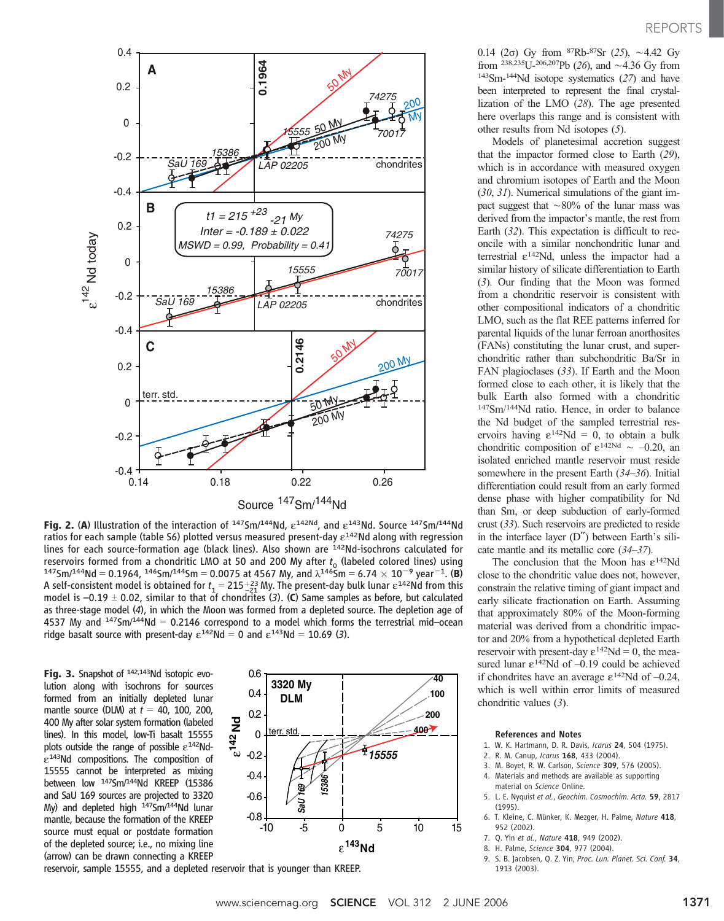**Fig. 2.** (**A**) Illustration of the interaction of $^{147}Sm/^{144}Nd$, $\varepsilon^{142Nd}$, and $\varepsilon^{143}Nd$. Source $^{147}Sm/^{144}Nd$ ratios for each sample (table S6) plotted versus measured present-day $\varepsilon^{142}Nd$ along with regression lines for each source-formation age (black lines). Also shown are $^{142}Nd$-isochrons calculated for reservoirs formed from a chondritic LMO at 50 and 200 My after $t_0$ (labeled colored lines) using $^{147}Sm/^{144}Nd = 0.1964$, $^{146}Sm/^{144}Sm = 0.0075$ at 4567 My, and $\lambda^{146}Sm = 6.74 \times 10^{-9}$ year$^{-1}$. (**B**) A self-consistent model is obtained for $t_1 = 215^{+23}_{-21}$ My. The present-day bulk lunar $\varepsilon^{142}Nd$ from this model is $-0.19 \pm 0.02$, similar to that of chondrites (3). (**C**) Same samples as before, but calculated as three-stage model (4), in which the Moon was formed from a depleted source. The depletion age of 4537 My and $^{147}Sm/^{144}Nd = 0.2146$ correspond to a model which forms the terrestrial mid–ocean ridge basalt source with present-day $\varepsilon^{142}Nd = 0$ and $\varepsilon^{143}Nd = 10.69$ (3).

**Fig. 3.** Snapshot of $^{142,143}Nd$ isotopic evolution along with isochrons for sources formed from an initially depleted lunar mantle source (DLM) at $t$ = 40, 100, 200, 400 My after solar system formation (labeled lines). In this model, low-Ti basalt 15555 plots outside the range of possible $\varepsilon^{142}Nd$-$\varepsilon^{143}Nd$ compositions. The composition of 15555 cannot be interpreted as mixing between low $^{147}Sm/^{144}Nd$ KREEP (15386 and SaU 169 sources are projected to 3320 My) and depleted high $^{147}Sm/^{144}Nd$ lunar mantle, because the formation of the KREEP source must equal or postdate formation of the depleted source; i.e., no mixing line (arrow) can be drawn connecting a KREEP reservoir, sample 15555, and a depleted reservoir that is younger than KREEP.

0.14 (2σ) Gy from $^{87}Rb$-$^{87}Sr$ (25), ~4.42 Gy from $^{238,235}U$-$^{206,207}Pb$ (26), and ~4.36 Gy from $^{143}Sm$-$^{144}Nd$ isotope systematics (27) and have been interpreted to represent the final crystallization of the LMO (28). The age presented here overlaps this range and is consistent with other results from Nd isotopes (5).

Models of planetesimal accretion suggest that the impactor formed close to Earth (29), which is in accordance with measured oxygen and chromium isotopes of Earth and the Moon (30, 31). Numerical simulations of the giant impact suggest that ~80% of the lunar mass was derived from the impactor's mantle, the rest from Earth (32). This expectation is difficult to reconcile with a similar nonchondritic lunar and terrestrial $\varepsilon^{142}Nd$, unless the impactor had a similar history of silicate differentiation to Earth (3). Our finding that the Moon was formed from a chondritic reservoir is consistent with other compositional indicators of a chondritic LMO, such as the flat REE patterns inferred for parental liquids of the lunar ferroan anorthosites (FANs) constituting the lunar crust, and superchondritic rather than subchondritic Ba/Sr in FAN plagioclases (33). If Earth and the Moon formed close to each other, it is likely that the bulk Earth also formed with a chondritic $^{147}Sm/^{144}Nd$ ratio. Hence, in order to balance the Nd budget of the sampled terrestrial reservoirs having $\varepsilon^{142}Nd = 0$, to obtain a bulk chondritic composition of $\varepsilon^{142Nd} \sim -0.20$, an isolated enriched mantle reservoir must reside somewhere in the present Earth (34–36). Initial differentiation could result from an early formed dense phase with higher compatibility for Nd than Sm, or deep subduction of early-formed crust (33). Such reservoirs are predicted to reside in the interface layer (D″) between Earth's silicate mantle and its metallic core (34–37).

The conclusion that the Moon has $\varepsilon^{142}Nd$ close to the chondritic value does not, however, constrain the relative timing of giant impact and early silicate fractionation on Earth. Assuming that approximately 80% of the Moon-forming material was derived from a chondritic impactor and 20% from a hypothetical depleted Earth reservoir with present-day $\varepsilon^{142}Nd = 0$, the measured lunar $\varepsilon^{142}Nd$ of –0.19 could be achieved if chondrites have an average $\varepsilon^{142}Nd$ of –0.24, which is well within error limits of measured chondritic values (3).

### References and Notes

1. W. K. Hartmann, D. R. Davis, *Icarus* **24**, 504 (1975).
2. R. M. Canup, *Icarus* **168**, 433 (2004).
3. M. Boyet, R. W. Carlson, *Science* **309**, 576 (2005).
4. Materials and methods are available as supporting material on *Science* Online.
5. L. E. Nyquist *et al.*, *Geochim. Cosmochim. Acta.* **59**, 2817 (1995).
6. T. Kleine, C. Münker, K. Mezger, H. Palme, *Nature* **418**, 952 (2002).
7. Q. Yin *et al.*, *Nature* **418**, 949 (2002).
8. H. Palme, *Science* **304**, 977 (2004).
9. S. B. Jacobsen, Q. Z. Yin, *Proc. Lun. Planet. Sci. Conf.* **34**, 1913 (2003).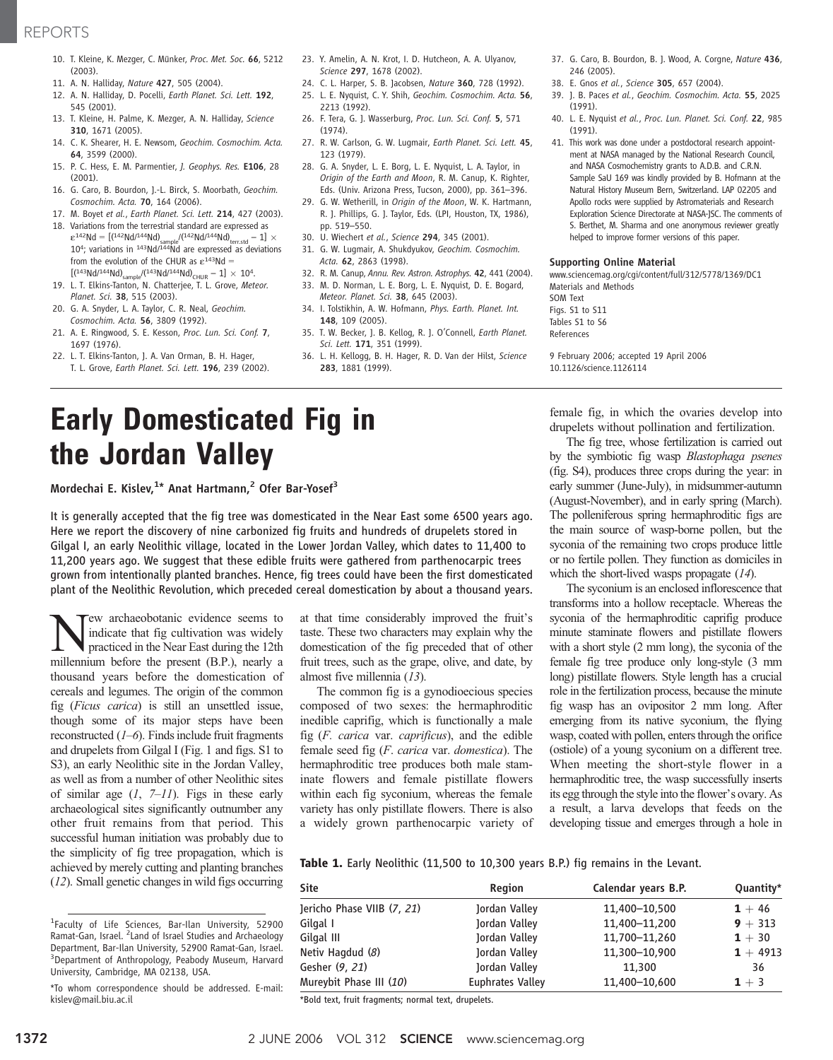10. T. Kleine, K. Mezger, C. Münker, *Proc. Met. Soc.* **66**, 5212 (2003).
11. A. N. Halliday, *Nature* **427**, 505 (2004).
12. A. N. Halliday, D. Pocelli, *Earth Planet. Sci. Lett.* **192**, 545 (2001).
13. T. Kleine, H. Palme, K. Mezger, A. N. Halliday, *Science* **310**, 1671 (2005).
14. C. K. Shearer, H. E. Newsom, *Geochim. Cosmochim. Acta.* **64**, 3599 (2000).
15. P. C. Hess, E. M. Parmentier, *J. Geophys. Res.* **E106**, 28 (2001).
16. G. Caro, B. Bourdon, J.-L. Birck, S. Moorbath, *Geochim. Cosmochim. Acta.* **70**, 164 (2006).
17. M. Boyet *et al.*, *Earth Planet. Sci. Lett.* **214**, 427 (2003).
18. Variations from the terrestrial standard are expressed as $\varepsilon^{142}Nd = [(^{142}Nd/^{144}Nd)_{sample}/(^{142}Nd/^{144}Nd)_{terr.std} - 1] \times 10^4$; variations in $^{143}Nd/^{144}Nd$ are expressed as deviations from the evolution of the CHUR as $\varepsilon^{143}Nd = [(^{143}Nd/^{144}Nd)_{sample}/(^{143}Nd/^{144}Nd)_{CHUR} - 1] \times 10^4$.
19. L. T. Elkins-Tanton, N. Chatterjee, T. L. Grove, *Meteor. Planet. Sci.* **38**, 515 (2003).
20. G. A. Snyder, L. A. Taylor, C. R. Neal, *Geochim. Cosmochim. Acta.* **56**, 3809 (1992).
21. A. E. Ringwood, S. E. Kesson, *Proc. Lun. Sci. Conf.* **7**, 1697 (1976).
22. L. T. Elkins-Tanton, J. A. Van Orman, B. H. Hager, T. L. Grove, *Earth Planet. Sci. Lett.* **196**, 239 (2002).
23. Y. Amelin, A. N. Krot, I. D. Hutcheon, A. A. Ulyanov, *Science* **297**, 1678 (2002).
24. C. L. Harper, S. B. Jacobsen, *Nature* **360**, 728 (1992).
25. L. E. Nyquist, C. Y. Shih, *Geochim. Cosmochim. Acta.* **56**, 2213 (1992).
26. F. Tera, G. J. Wasserburg, *Proc. Lun. Sci. Conf.* **5**, 571 (1974).
27. R. W. Carlson, G. W. Lugmair, *Earth Planet. Sci. Lett.* **45**, 123 (1979).
28. G. A. Snyder, L. E. Borg, L. E. Nyquist, L. A. Taylor, in *Origin of the Earth and Moon*, R. M. Canup, K. Righter, Eds. (Univ. Arizona Press, Tucson, 2000), pp. 361–396.
29. G. W. Wetherill, in *Origin of the Moon*, W. K. Hartmann, R. J. Phillips, G. J. Taylor, Eds. (LPI, Houston, TX, 1986), pp. 519–550.
30. U. Wiechert *et al.*, *Science* **294**, 345 (2001).
31. G. W. Lugmair, A. Shukdykov, *Geochim. Cosmochim. Acta.* **62**, 2863 (1998).
32. R. M. Canup, *Annu. Rev. Astron. Astrophys.* **42**, 441 (2004).
33. M. D. Norman, L. E. Borg, L. E. Nyquist, D. E. Bogard, *Meteor. Planet. Sci.* **38**, 645 (2003).
34. I. Tolstikhin, A. W. Hofmann, *Phys. Earth. Planet. Int.* **148**, 109 (2005).
35. T. W. Becker, J. B. Kellog, R. J. O'Connell, *Earth Planet. Sci. Lett.* **171**, 351 (1999).
36. L. H. Kellogg, B. H. Hager, R. D. Van der Hilst, *Science* **283**, 1881 (1999).
37. G. Caro, B. Bourdon, B. J. Wood, A. Corgne, *Nature* **436**, 246 (2005).
38. E. Gnos *et al.*, *Science* **305**, 657 (2004).
39. J. B. Paces *et al.*, *Geochim. Cosmochim. Acta.* **55**, 2025 (1991).
40. L. E. Nyquist *et al.*, *Proc. Lun. Planet. Sci. Conf.* **22**, 985 (1991).
41. This work was done under a postdoctoral research appointment at NASA managed by the National Research Council, and NASA Cosmochemistry grants to A.D.B. and C.R.N. Sample SaU 169 was kindly provided by B. Hofmann at the Natural History Museum Bern, Switzerland. LAP 02205 and Apollo rocks were supplied by Astromaterials and Research Exploration Science Directorate at NASA-JSC. The comments of S. Berthet, M. Sharma and one anonymous reviewer greatly helped to improve former versions of this paper.

**Supporting Online Material**
www.sciencemag.org/cgi/content/full/312/5778/1369/DC1
Materials and Methods
SOM Text
Figs. S1 to S11
Tables S1 to S6
References

9 February 2006; accepted 19 April 2006
10.1126/science.1126114

# Early Domesticated Fig in the Jordan Valley

**Mordechai E. Kislev,[1]* Anat Hartmann,[2] Ofer Bar-Yosef[3]**

**It is generally accepted that the fig tree was domesticated in the Near East some 6500 years ago. Here we report the discovery of nine carbonized fig fruits and hundreds of drupelets stored in Gilgal I, an early Neolithic village, located in the Lower Jordan Valley, which dates to 11,400 to 11,200 years ago. We suggest that these edible fruits were gathered from parthenocarpic trees grown from intentionally planted branches. Hence, fig trees could have been the first domesticated plant of the Neolithic Revolution, which preceded cereal domestication by about a thousand years.**

New archaeobotanic evidence seems to indicate that fig cultivation was widely practiced in the Near East during the 12th millennium before the present (B.P.), nearly a thousand years before the domestication of cereals and legumes. The origin of the common fig (*Ficus carica*) is still an unsettled issue, though some of its major steps have been reconstructed (*1*–*6*). Finds include fruit fragments and drupelets from Gilgal I (Fig. 1 and figs. S1 to S3), an early Neolithic site in the Jordan Valley, as well as from a number of other Neolithic sites of similar age (*1*, *7*–*11*). Figs in these early archaeological sites significantly outnumber any other fruit remains from that period. This successful human initiation was probably due to the simplicity of fig tree propagation, which is achieved by merely cutting and planting branches (*12*). Small genetic changes in wild figs occurring at that time considerably improved the fruit's taste. These two characters may explain why the domestication of the fig preceded that of other fruit trees, such as the grape, olive, and date, by almost five millennia (*13*).

The common fig is a gynodioecious species composed of two sexes: the hermaphroditic inedible caprifig, which is functionally a male fig (*F. carica* var. *caprificus*), and the edible female seed fig (*F. carica* var. *domestica*). The hermaphroditic tree produces both male staminate flowers and female pistillate flowers within each fig syconium, whereas the female variety has only pistillate flowers. There is also a widely grown parthenocarpic variety of female fig, in which the ovaries develop into drupelets without pollination and fertilization.

The fig tree, whose fertilization is carried out by the symbiotic fig wasp *Blastophaga psenes* (fig. S4), produces three crops during the year: in early summer (June-July), in midsummer-autumn (August-November), and in early spring (March). The polleniferous spring hermaphroditic figs are the main source of wasp-borne pollen, but the syconia of the remaining two crops produce little or no fertile pollen. They function as domiciles in which the short-lived wasps propagate (*14*).

The syconium is an enclosed inflorescence that transforms into a hollow receptacle. Whereas the syconia of the hermaphroditic caprifig produce minute staminate flowers and pistillate flowers with a short style (2 mm long), the syconia of the female fig tree produce only long-style (3 mm long) pistillate flowers. Style length has a crucial role in the fertilization process, because the minute fig wasp has an ovipositor 2 mm long. After emerging from its native syconium, the flying wasp, coated with pollen, enters through the orifice (ostiole) of a young syconium on a different tree. When meeting the short-style flower in a hermaphroditic tree, the wasp successfully inserts its egg through the style into the flower's ovary. As a result, a larva develops that feeds on the developing tissue and emerges through a hole in

**Table 1.** Early Neolithic (11,500 to 10,300 years B.P.) fig remains in the Levant.

| Site | Region | Calendar years B.P. | Quantity* |
|---|---|---|---|
| Jericho Phase VIIB (*7*, *21*) | Jordan Valley | 11,400–10,500 | **1** + 46 |
| Gilgal I | Jordan Valley | 11,400–11,200 | **9** + 313 |
| Gilgal III | Jordan Valley | 11,700–11,260 | **1** + 30 |
| Netiv Hagdud (*8*) | Jordan Valley | 11,300–10,900 | **1** + 4913 |
| Gesher (*9*, *21*) | Jordan Valley | 11,300 | 36 |
| Mureybit Phase III (*10*) | Euphrates Valley | 11,400–10,600 | **1** + 3 |

*Bold text, fruit fragments; normal text, drupelets.

[1]Faculty of Life Sciences, Bar-Ilan University, 52900 Ramat-Gan, Israel. [2]Land of Israel Studies and Archaeology Department, Bar-Ilan University, 52900 Ramat-Gan, Israel. [3]Department of Anthropology, Peabody Museum, Harvard University, Cambridge, MA 02138, USA.

*To whom correspondence should be addressed. E-mail: kislev@mail.biu.ac.il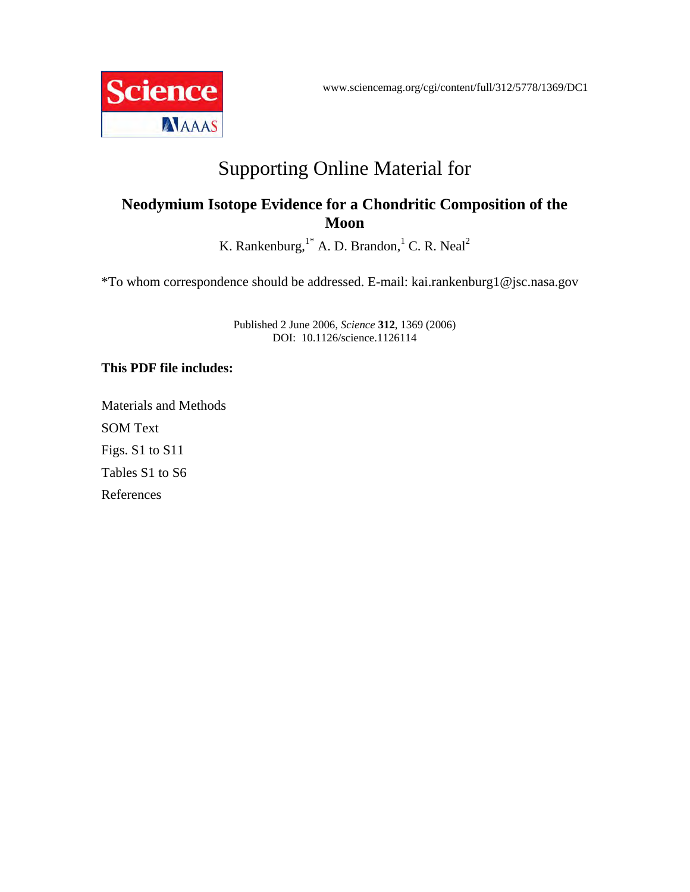www.sciencemag.org/cgi/content/full/312/5778/1369/DC1

# Supporting Online Material for

## Neodymium Isotope Evidence for a Chondritic Composition of the Moon

K. Rankenburg,[1*] A. D. Brandon,[1] C. R. Neal[2]

*To whom correspondence should be addressed. E-mail: kai.rankenburg1@jsc.nasa.gov

Published 2 June 2006, *Science* **312**, 1369 (2006)
DOI: 10.1126/science.1126114

**This PDF file includes:**

Materials and Methods

SOM Text

Figs. S1 to S11

Tables S1 to S6

References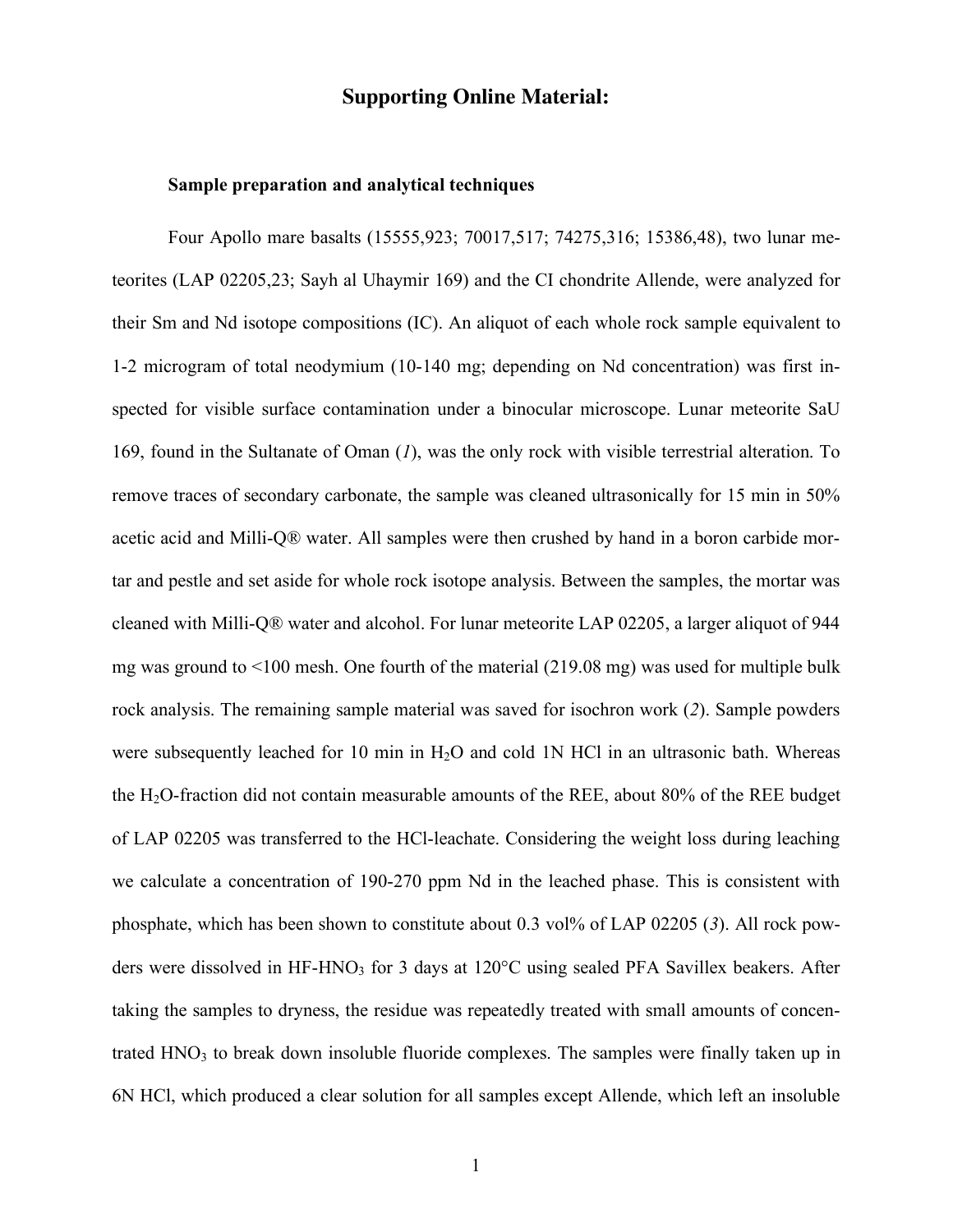## Supporting Online Material:

### Sample preparation and analytical techniques

Four Apollo mare basalts (15555,923; 70017,517; 74275,316; 15386,48), two lunar meteorites (LAP 02205,23; Sayh al Uhaymir 169) and the CI chondrite Allende, were analyzed for their Sm and Nd isotope compositions (IC). An aliquot of each whole rock sample equivalent to 1-2 microgram of total neodymium (10-140 mg; depending on Nd concentration) was first inspected for visible surface contamination under a binocular microscope. Lunar meteorite SaU 169, found in the Sultanate of Oman (*1*), was the only rock with visible terrestrial alteration. To remove traces of secondary carbonate, the sample was cleaned ultrasonically for 15 min in 50% acetic acid and Milli-Q® water. All samples were then crushed by hand in a boron carbide mortar and pestle and set aside for whole rock isotope analysis. Between the samples, the mortar was cleaned with Milli-Q® water and alcohol. For lunar meteorite LAP 02205, a larger aliquot of 944 mg was ground to <100 mesh. One fourth of the material (219.08 mg) was used for multiple bulk rock analysis. The remaining sample material was saved for isochron work (*2*). Sample powders were subsequently leached for 10 min in $H_2O$ and cold 1N HCl in an ultrasonic bath. Whereas the $H_2O$-fraction did not contain measurable amounts of the REE, about 80% of the REE budget of LAP 02205 was transferred to the HCl-leachate. Considering the weight loss during leaching we calculate a concentration of 190-270 ppm Nd in the leached phase. This is consistent with phosphate, which has been shown to constitute about 0.3 vol% of LAP 02205 (*3*). All rock powders were dissolved in HF-$HNO_3$ for 3 days at 120°C using sealed PFA Savillex beakers. After taking the samples to dryness, the residue was repeatedly treated with small amounts of concentrated $HNO_3$ to break down insoluble fluoride complexes. The samples were finally taken up in 6N HCl, which produced a clear solution for all samples except Allende, which left an insoluble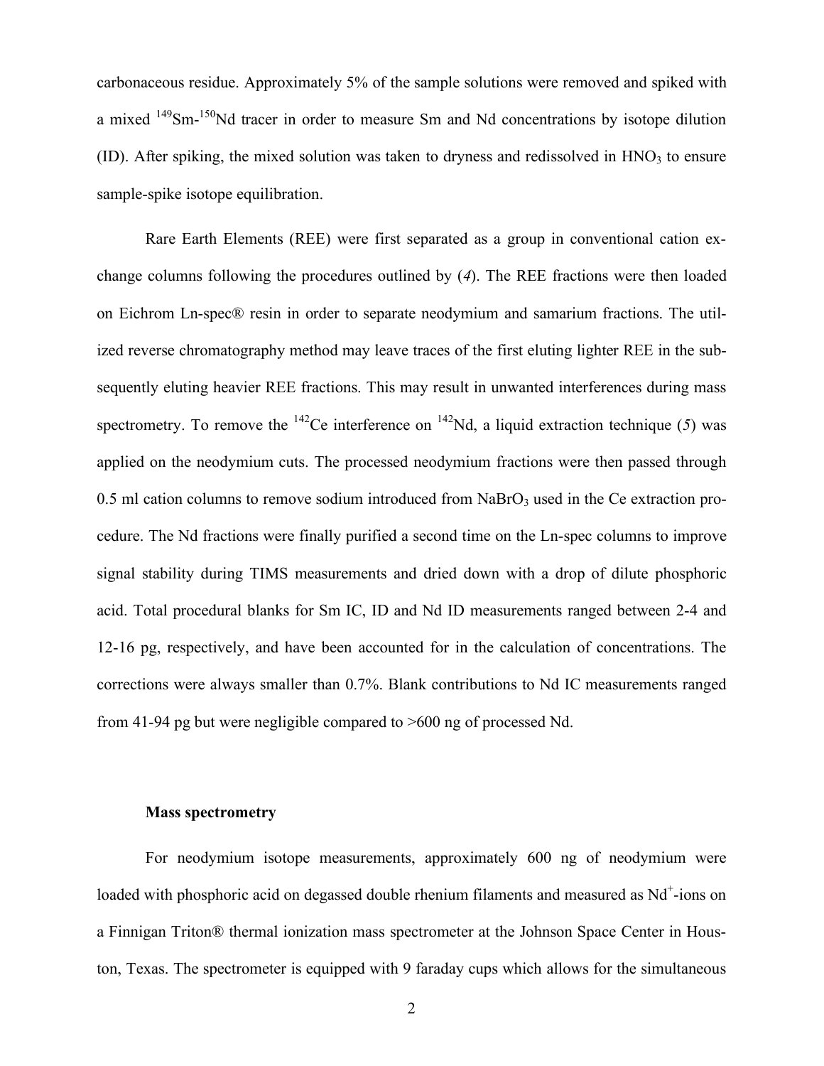carbonaceous residue. Approximately 5% of the sample solutions were removed and spiked with a mixed $^{149}Sm$-$^{150}Nd$ tracer in order to measure Sm and Nd concentrations by isotope dilution (ID). After spiking, the mixed solution was taken to dryness and redissolved in $HNO_3$ to ensure sample-spike isotope equilibration.

Rare Earth Elements (REE) were first separated as a group in conventional cation exchange columns following the procedures outlined by (*4*). The REE fractions were then loaded on Eichrom Ln-spec® resin in order to separate neodymium and samarium fractions. The utilized reverse chromatography method may leave traces of the first eluting lighter REE in the subsequently eluting heavier REE fractions. This may result in unwanted interferences during mass spectrometry. To remove the $^{142}Ce$ interference on $^{142}Nd$, a liquid extraction technique (*5*) was applied on the neodymium cuts. The processed neodymium fractions were then passed through 0.5 ml cation columns to remove sodium introduced from $NaBrO_3$ used in the Ce extraction procedure. The Nd fractions were finally purified a second time on the Ln-spec columns to improve signal stability during TIMS measurements and dried down with a drop of dilute phosphoric acid. Total procedural blanks for Sm IC, ID and Nd ID measurements ranged between 2-4 and 12-16 pg, respectively, and have been accounted for in the calculation of concentrations. The corrections were always smaller than 0.7%. Blank contributions to Nd IC measurements ranged from 41-94 pg but were negligible compared to >600 ng of processed Nd.

### Mass spectrometry

For neodymium isotope measurements, approximately 600 ng of neodymium were loaded with phosphoric acid on degassed double rhenium filaments and measured as $Nd^+$-ions on a Finnigan Triton® thermal ionization mass spectrometer at the Johnson Space Center in Houston, Texas. The spectrometer is equipped with 9 faraday cups which allows for the simultaneous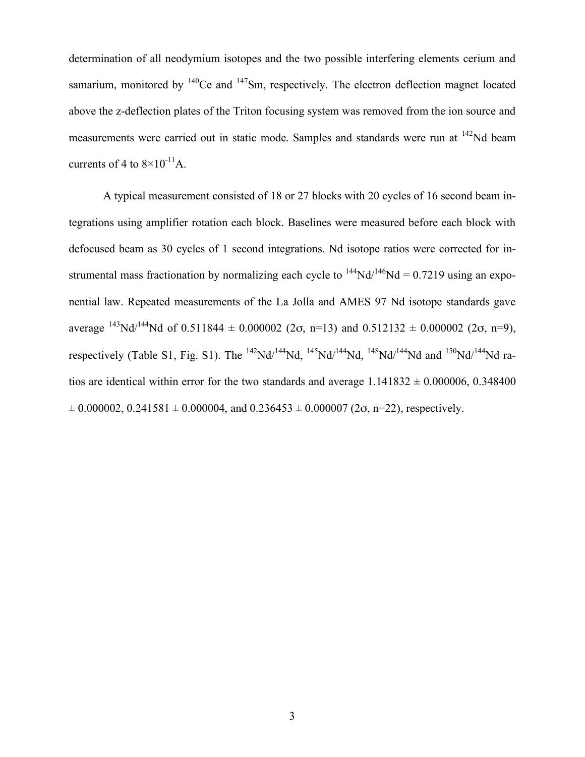determination of all neodymium isotopes and the two possible interfering elements cerium and samarium, monitored by $^{140}$Ce and $^{147}$Sm, respectively. The electron deflection magnet located above the z-deflection plates of the Triton focusing system was removed from the ion source and measurements were carried out in static mode. Samples and standards were run at $^{142}$Nd beam currents of 4 to $8\times10^{-11}$A.

A typical measurement consisted of 18 or 27 blocks with 20 cycles of 16 second beam integrations using amplifier rotation each block. Baselines were measured before each block with defocused beam as 30 cycles of 1 second integrations. Nd isotope ratios were corrected for instrumental mass fractionation by normalizing each cycle to $^{144}$Nd/$^{146}$Nd = 0.7219 using an exponential law. Repeated measurements of the La Jolla and AMES 97 Nd isotope standards gave average $^{143}$Nd/$^{144}$Nd of 0.511844 ± 0.000002 (2σ, n=13) and 0.512132 ± 0.000002 (2σ, n=9), respectively (Table S1, Fig. S1). The $^{142}$Nd/$^{144}$Nd, $^{145}$Nd/$^{144}$Nd, $^{148}$Nd/$^{144}$Nd and $^{150}$Nd/$^{144}$Nd ratios are identical within error for the two standards and average 1.141832 ± 0.000006, 0.348400 ± 0.000002, 0.241581 ± 0.000004, and 0.236453 ± 0.000007 (2σ, n=22), respectively.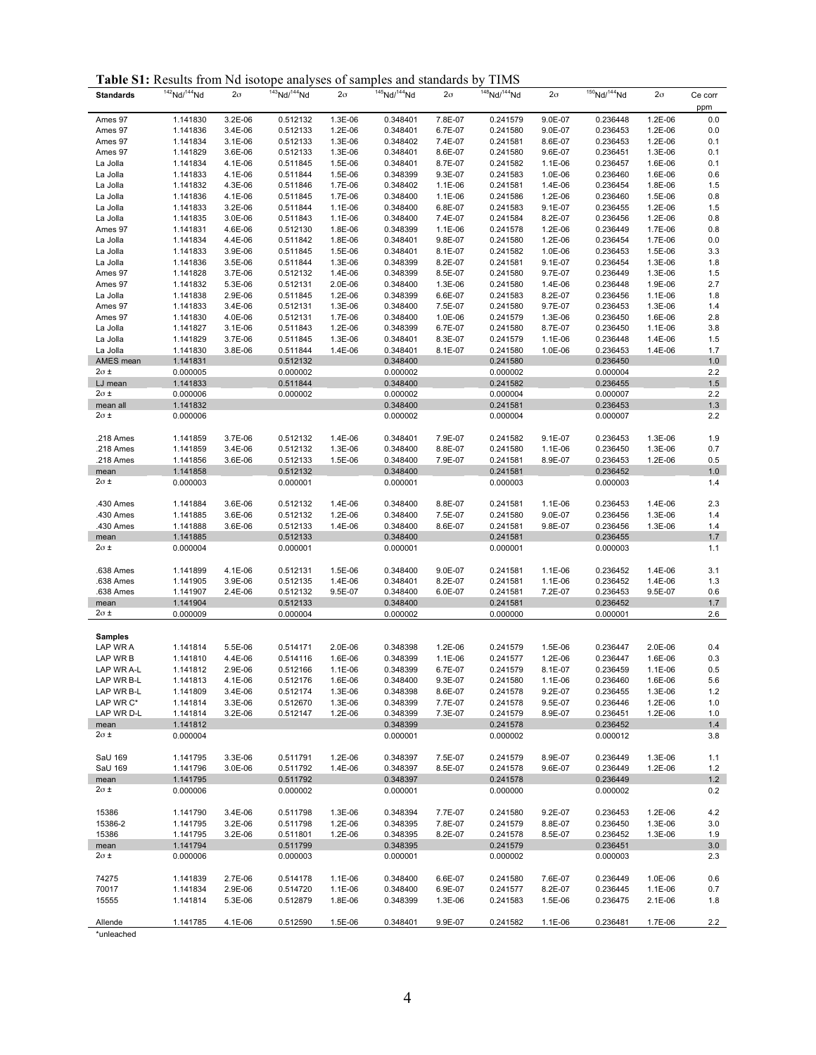**Table S1:** Results from Nd isotope analyses of samples and standards by TIMS

| Standards | $^{142}Nd/^{144}Nd$ | 2σ | $^{143}Nd/^{144}Nd$ | 2σ | $^{145}Nd/^{144}Nd$ | 2σ | $^{148}Nd/^{144}Nd$ | 2σ | $^{150}Nd/^{144}Nd$ | 2σ | Ce corr ppm |
|---|---|---|---|---|---|---|---|---|---|---|---|
| Ames 97 | 1.141830 | 3.2E-06 | 0.512132 | 1.3E-06 | 0.348401 | 7.8E-07 | 0.241579 | 9.0E-07 | 0.236448 | 1.2E-06 | 0.0 |
| Ames 97 | 1.141836 | 3.4E-06 | 0.512133 | 1.2E-06 | 0.348401 | 6.7E-07 | 0.241580 | 9.0E-07 | 0.236453 | 1.2E-06 | 0.0 |
| Ames 97 | 1.141834 | 3.1E-06 | 0.512133 | 1.3E-06 | 0.348402 | 7.4E-07 | 0.241581 | 8.6E-07 | 0.236453 | 1.2E-06 | 0.1 |
| Ames 97 | 1.141829 | 3.6E-06 | 0.512133 | 1.3E-06 | 0.348401 | 8.6E-07 | 0.241580 | 9.6E-07 | 0.236451 | 1.3E-06 | 0.1 |
| La Jolla | 1.141834 | 4.1E-06 | 0.511845 | 1.5E-06 | 0.348401 | 8.7E-07 | 0.241582 | 1.1E-06 | 0.236457 | 1.6E-06 | 0.1 |
| La Jolla | 1.141833 | 4.1E-06 | 0.511844 | 1.5E-06 | 0.348399 | 9.3E-07 | 0.241583 | 1.0E-06 | 0.236460 | 1.6E-06 | 0.6 |
| La Jolla | 1.141832 | 4.3E-06 | 0.511846 | 1.7E-06 | 0.348402 | 1.1E-06 | 0.241581 | 1.4E-06 | 0.236454 | 1.8E-06 | 1.5 |
| La Jolla | 1.141836 | 4.1E-06 | 0.511845 | 1.7E-06 | 0.348400 | 1.1E-06 | 0.241586 | 1.2E-06 | 0.236460 | 1.5E-06 | 0.8 |
| La Jolla | 1.141833 | 3.2E-06 | 0.511844 | 1.1E-06 | 0.348400 | 6.8E-07 | 0.241583 | 9.1E-07 | 0.236455 | 1.2E-06 | 1.5 |
| La Jolla | 1.141835 | 3.0E-06 | 0.511843 | 1.1E-06 | 0.348400 | 7.4E-07 | 0.241584 | 8.2E-07 | 0.236456 | 1.2E-06 | 0.8 |
| Ames 97 | 1.141831 | 4.6E-06 | 0.512130 | 1.8E-06 | 0.348399 | 1.1E-06 | 0.241578 | 1.2E-06 | 0.236449 | 1.7E-06 | 0.8 |
| La Jolla | 1.141834 | 4.4E-06 | 0.511842 | 1.8E-06 | 0.348401 | 9.8E-07 | 0.241580 | 1.2E-06 | 0.236454 | 1.7E-06 | 0.0 |
| La Jolla | 1.141833 | 3.9E-06 | 0.511845 | 1.5E-06 | 0.348401 | 8.1E-07 | 0.241582 | 1.0E-06 | 0.236453 | 1.5E-06 | 3.3 |
| La Jolla | 1.141836 | 3.5E-06 | 0.511844 | 1.3E-06 | 0.348399 | 8.2E-07 | 0.241581 | 9.1E-07 | 0.236454 | 1.3E-06 | 1.8 |
| Ames 97 | 1.141828 | 3.7E-06 | 0.512132 | 1.4E-06 | 0.348399 | 8.5E-07 | 0.241580 | 9.7E-07 | 0.236449 | 1.3E-06 | 1.5 |
| Ames 97 | 1.141832 | 5.3E-06 | 0.512131 | 2.0E-06 | 0.348400 | 1.3E-06 | 0.241580 | 1.4E-06 | 0.236448 | 1.9E-06 | 2.7 |
| La Jolla | 1.141838 | 2.9E-06 | 0.511845 | 1.2E-06 | 0.348399 | 6.6E-07 | 0.241583 | 8.2E-07 | 0.236456 | 1.1E-06 | 1.8 |
| Ames 97 | 1.141833 | 3.4E-06 | 0.512131 | 1.3E-06 | 0.348400 | 7.5E-07 | 0.241580 | 9.7E-07 | 0.236453 | 1.3E-06 | 1.4 |
| Ames 97 | 1.141830 | 4.0E-06 | 0.512131 | 1.7E-06 | 0.348400 | 1.0E-06 | 0.241579 | 1.3E-06 | 0.236450 | 1.6E-06 | 2.8 |
| La Jolla | 1.141827 | 3.1E-06 | 0.511843 | 1.2E-06 | 0.348399 | 6.7E-07 | 0.241580 | 8.7E-07 | 0.236450 | 1.1E-06 | 3.8 |
| La Jolla | 1.141829 | 3.7E-06 | 0.511845 | 1.3E-06 | 0.348401 | 8.3E-07 | 0.241579 | 1.1E-06 | 0.236448 | 1.4E-06 | 1.5 |
| La Jolla | 1.141830 | 3.8E-06 | 0.511844 | 1.4E-06 | 0.348401 | 8.1E-07 | 0.241580 | 1.0E-06 | 0.236453 | 1.4E-06 | 1.7 |
| AMES mean | 1.141831 | | 0.512132 | | 0.348400 | | 0.241580 | | 0.236450 | | 1.0 |
| 2σ ± | 0.000005 | | 0.000002 | | 0.000002 | | 0.000002 | | 0.000004 | | 2.2 |
| LJ mean | 1.141833 | | 0.511844 | | 0.348400 | | 0.241582 | | 0.236455 | | 1.5 |
| 2σ ± | 0.000006 | | 0.000002 | | 0.000002 | | 0.000004 | | 0.000007 | | 2.2 |
| mean all | 1.141832 | | | | 0.348400 | | 0.241581 | | 0.236453 | | 1.3 |
| 2σ ± | 0.000006 | | | | 0.000002 | | 0.000004 | | 0.000007 | | 2.2 |
| .218 Ames | 1.141859 | 3.7E-06 | 0.512132 | 1.4E-06 | 0.348401 | 7.9E-07 | 0.241582 | 9.1E-07 | 0.236453 | 1.3E-06 | 1.9 |
| .218 Ames | 1.141859 | 3.4E-06 | 0.512132 | 1.3E-06 | 0.348400 | 8.8E-07 | 0.241580 | 1.1E-06 | 0.236450 | 1.3E-06 | 0.7 |
| .218 Ames | 1.141856 | 3.6E-06 | 0.512133 | 1.5E-06 | 0.348400 | 7.9E-07 | 0.241581 | 8.9E-07 | 0.236453 | 1.2E-06 | 0.5 |
| mean | 1.141858 | | 0.512132 | | 0.348400 | | 0.241581 | | 0.236452 | | 1.0 |
| 2σ ± | 0.000003 | | 0.000001 | | 0.000001 | | 0.000003 | | 0.000003 | | 1.4 |
| .430 Ames | 1.141884 | 3.6E-06 | 0.512132 | 1.4E-06 | 0.348400 | 8.8E-07 | 0.241581 | 1.1E-06 | 0.236453 | 1.4E-06 | 2.3 |
| .430 Ames | 1.141885 | 3.6E-06 | 0.512132 | 1.2E-06 | 0.348400 | 7.5E-07 | 0.241580 | 9.0E-07 | 0.236456 | 1.3E-06 | 1.4 |
| .430 Ames | 1.141888 | 3.6E-06 | 0.512133 | 1.4E-06 | 0.348400 | 8.6E-07 | 0.241581 | 9.8E-07 | 0.236456 | 1.3E-06 | 1.4 |
| mean | 1.141885 | | 0.512133 | | 0.348400 | | 0.241581 | | 0.236455 | | 1.7 |
| 2σ ± | 0.000004 | | 0.000001 | | 0.000001 | | 0.000001 | | 0.000003 | | 1.1 |
| .638 Ames | 1.141899 | 4.1E-06 | 0.512131 | 1.5E-06 | 0.348400 | 9.0E-07 | 0.241581 | 1.1E-06 | 0.236452 | 1.4E-06 | 3.1 |
| .638 Ames | 1.141905 | 3.9E-06 | 0.512135 | 1.4E-06 | 0.348401 | 8.2E-07 | 0.241581 | 1.1E-06 | 0.236452 | 1.4E-06 | 1.3 |
| .638 Ames | 1.141907 | 2.4E-06 | 0.512132 | 9.5E-07 | 0.348400 | 6.0E-07 | 0.241581 | 7.2E-07 | 0.236453 | 9.5E-07 | 0.6 |
| mean | 1.141904 | | 0.512133 | | 0.348400 | | 0.241581 | | 0.236452 | | 1.7 |
| 2σ ± | 0.000009 | | 0.000004 | | 0.000002 | | 0.000000 | | 0.000001 | | 2.6 |
| **Samples** | | | | | | | | | | | |
| LAP WR A | 1.141814 | 5.5E-06 | 0.514171 | 2.0E-06 | 0.348398 | 1.2E-06 | 0.241579 | 1.5E-06 | 0.236447 | 2.0E-06 | 0.4 |
| LAP WR B | 1.141810 | 4.4E-06 | 0.514116 | 1.6E-06 | 0.348399 | 1.1E-06 | 0.241577 | 1.2E-06 | 0.236447 | 1.6E-06 | 0.3 |
| LAP WR A-L | 1.141812 | 2.9E-06 | 0.512166 | 1.1E-06 | 0.348399 | 6.7E-07 | 0.241579 | 8.1E-07 | 0.236459 | 1.1E-06 | 0.5 |
| LAP WR B-L | 1.141813 | 4.1E-06 | 0.512176 | 1.6E-06 | 0.348400 | 9.3E-07 | 0.241580 | 1.1E-06 | 0.236460 | 1.6E-06 | 5.6 |
| LAP WR B-L | 1.141809 | 3.4E-06 | 0.512174 | 1.3E-06 | 0.348398 | 8.6E-07 | 0.241578 | 9.2E-07 | 0.236455 | 1.3E-06 | 1.2 |
| LAP WR C* | 1.141814 | 3.3E-06 | 0.512670 | 1.3E-06 | 0.348399 | 7.7E-07 | 0.241578 | 9.5E-07 | 0.236446 | 1.2E-06 | 1.0 |
| LAP WR D-L | 1.141814 | 3.2E-06 | 0.512147 | 1.2E-06 | 0.348399 | 7.3E-07 | 0.241579 | 8.9E-07 | 0.236451 | 1.2E-06 | 1.0 |
| mean | 1.141812 | | | | 0.348399 | | 0.241578 | | 0.236452 | | 1.4 |
| 2σ ± | 0.000004 | | | | 0.000001 | | 0.000002 | | 0.000012 | | 3.8 |
| SaU 169 | 1.141795 | 3.3E-06 | 0.511791 | 1.2E-06 | 0.348397 | 7.5E-07 | 0.241579 | 8.9E-07 | 0.236449 | 1.3E-06 | 1.1 |
| SaU 169 | 1.141796 | 3.0E-06 | 0.511792 | 1.4E-06 | 0.348397 | 8.5E-07 | 0.241578 | 9.6E-07 | 0.236449 | 1.2E-06 | 1.2 |
| mean | 1.141795 | | 0.511792 | | 0.348397 | | 0.241578 | | 0.236449 | | 1.2 |
| 2σ ± | 0.000006 | | 0.000002 | | 0.000001 | | 0.000000 | | 0.000002 | | 0.2 |
| 15386 | 1.141790 | 3.4E-06 | 0.511798 | 1.3E-06 | 0.348394 | 7.7E-07 | 0.241580 | 9.2E-07 | 0.236453 | 1.2E-06 | 4.2 |
| 15386-2 | 1.141795 | 3.2E-06 | 0.511798 | 1.2E-06 | 0.348395 | 7.8E-07 | 0.241579 | 8.8E-07 | 0.236450 | 1.3E-06 | 3.0 |
| 15386 | 1.141795 | 3.2E-06 | 0.511801 | 1.2E-06 | 0.348395 | 8.2E-07 | 0.241578 | 8.5E-07 | 0.236452 | 1.3E-06 | 1.9 |
| mean | 1.141794 | | 0.511799 | | 0.348395 | | 0.241579 | | 0.236451 | | 3.0 |
| 2σ ± | 0.000006 | | 0.000003 | | 0.000001 | | 0.000002 | | 0.000003 | | 2.3 |
| 74275 | 1.141839 | 2.7E-06 | 0.514178 | 1.1E-06 | 0.348400 | 6.6E-07 | 0.241580 | 7.6E-07 | 0.236449 | 1.0E-06 | 0.6 |
| 70017 | 1.141834 | 2.9E-06 | 0.514720 | 1.1E-06 | 0.348400 | 6.9E-07 | 0.241577 | 8.2E-07 | 0.236445 | 1.1E-06 | 0.7 |
| 15555 | 1.141814 | 5.3E-06 | 0.512879 | 1.8E-06 | 0.348399 | 1.3E-06 | 0.241583 | 1.5E-06 | 0.236475 | 2.1E-06 | 1.8 |
| Allende | 1.141785 | 4.1E-06 | 0.512590 | 1.5E-06 | 0.348401 | 9.9E-07 | 0.241582 | 1.1E-06 | 0.236481 | 1.7E-06 | 2.2 |

*unleached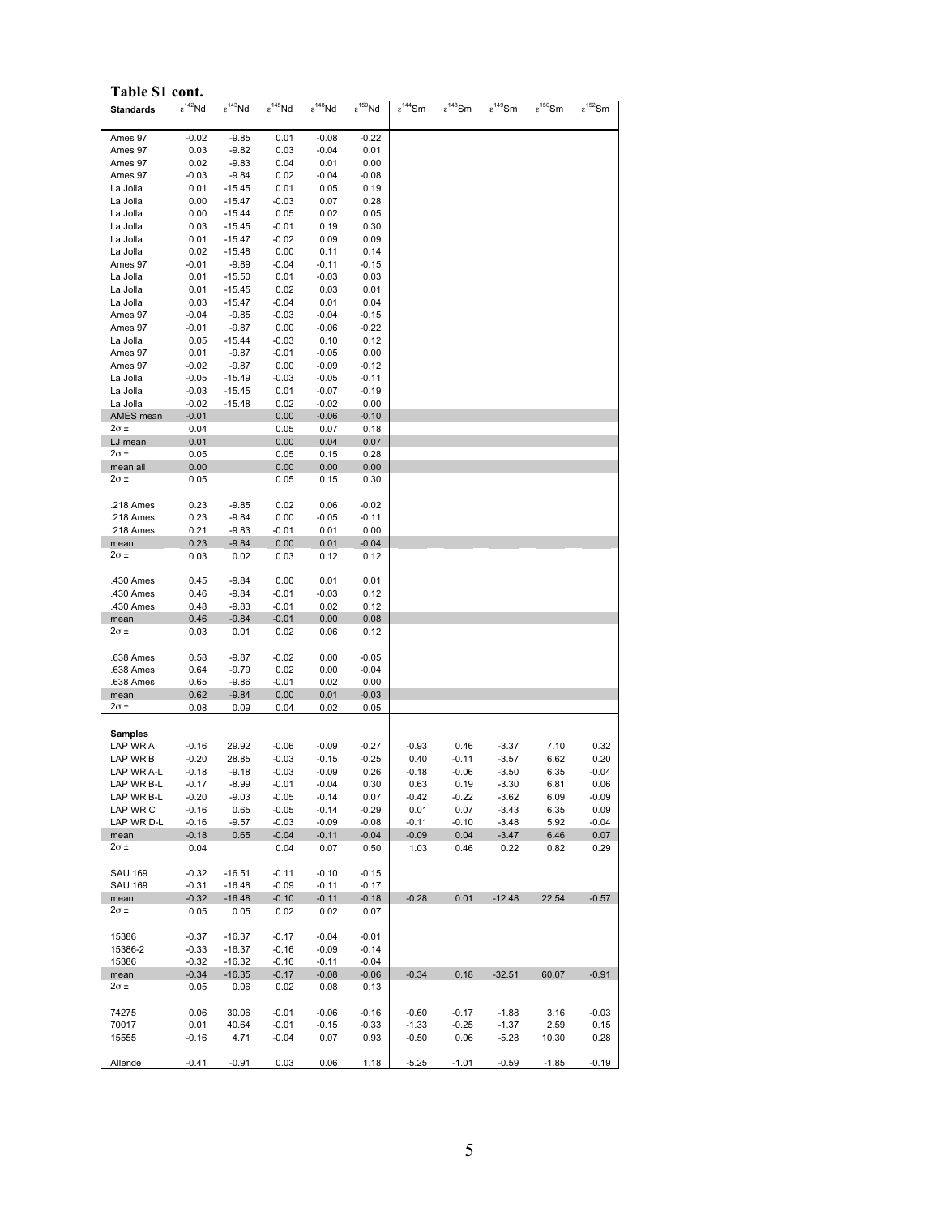**Table S1 cont.**

| Standards | $\varepsilon^{142}Nd$ | $\varepsilon^{143}Nd$ | $\varepsilon^{145}Nd$ | $\varepsilon^{148}Nd$ | $\varepsilon^{150}Nd$ | $\varepsilon^{144}Sm$ | $\varepsilon^{148}Sm$ | $\varepsilon^{149}Sm$ | $\varepsilon^{150}Sm$ | $\varepsilon^{152}Sm$ |
|---|---|---|---|---|---|---|---|---|---|---|
| Ames 97 | -0.02 | -9.85 | 0.01 | -0.08 | -0.22 | | | | | |
| Ames 97 | 0.03 | -9.82 | 0.03 | -0.04 | 0.01 | | | | | |
| Ames 97 | 0.02 | -9.83 | 0.04 | 0.01 | 0.00 | | | | | |
| Ames 97 | -0.03 | -9.84 | 0.02 | -0.04 | -0.08 | | | | | |
| La Jolla | 0.01 | -15.45 | 0.01 | 0.05 | 0.19 | | | | | |
| La Jolla | 0.00 | -15.47 | -0.03 | 0.07 | 0.28 | | | | | |
| La Jolla | 0.00 | -15.44 | 0.05 | 0.02 | 0.05 | | | | | |
| La Jolla | 0.03 | -15.45 | -0.01 | 0.19 | 0.30 | | | | | |
| La Jolla | 0.01 | -15.47 | -0.02 | 0.09 | 0.09 | | | | | |
| La Jolla | 0.02 | -15.48 | 0.00 | 0.11 | 0.14 | | | | | |
| Ames 97 | -0.01 | -9.89 | -0.04 | -0.11 | -0.15 | | | | | |
| La Jolla | 0.01 | -15.50 | 0.01 | -0.03 | 0.03 | | | | | |
| La Jolla | 0.01 | -15.45 | 0.02 | 0.03 | 0.01 | | | | | |
| La Jolla | 0.03 | -15.47 | -0.04 | 0.01 | 0.04 | | | | | |
| Ames 97 | -0.04 | -9.85 | -0.03 | -0.04 | -0.15 | | | | | |
| Ames 97 | -0.01 | -9.87 | 0.00 | -0.06 | -0.22 | | | | | |
| La Jolla | 0.05 | -15.44 | -0.03 | 0.10 | 0.12 | | | | | |
| Ames 97 | 0.01 | -9.87 | -0.01 | -0.05 | 0.00 | | | | | |
| Ames 97 | -0.02 | -9.87 | 0.00 | -0.09 | -0.12 | | | | | |
| La Jolla | -0.05 | -15.49 | -0.03 | -0.05 | -0.11 | | | | | |
| La Jolla | -0.03 | -15.45 | 0.01 | -0.07 | -0.19 | | | | | |
| La Jolla | -0.02 | -15.48 | 0.02 | -0.02 | 0.00 | | | | | |
| AMES mean | -0.01 | | 0.00 | -0.06 | -0.10 | | | | | |
| $2\sigma$ ± | 0.04 | | 0.05 | 0.07 | 0.18 | | | | | |
| LJ mean | 0.01 | | 0.00 | 0.04 | 0.07 | | | | | |
| $2\sigma$ ± | 0.05 | | 0.05 | 0.15 | 0.28 | | | | | |
| mean all | 0.00 | | 0.00 | 0.00 | 0.00 | | | | | |
| $2\sigma$ ± | 0.05 | | 0.05 | 0.15 | 0.30 | | | | | |
| .218 Ames | 0.23 | -9.85 | 0.02 | 0.06 | -0.02 | | | | | |
| .218 Ames | 0.23 | -9.84 | 0.00 | -0.05 | -0.11 | | | | | |
| .218 Ames | 0.21 | -9.83 | -0.01 | 0.01 | 0.00 | | | | | |
| mean | 0.23 | -9.84 | 0.00 | 0.01 | -0.04 | | | | | |
| $2\sigma$ ± | 0.03 | 0.02 | 0.03 | 0.12 | 0.12 | | | | | |
| .430 Ames | 0.45 | -9.84 | 0.00 | 0.01 | 0.01 | | | | | |
| .430 Ames | 0.46 | -9.84 | -0.01 | -0.03 | 0.12 | | | | | |
| .430 Ames | 0.48 | -9.83 | -0.01 | 0.02 | 0.12 | | | | | |
| mean | 0.46 | -9.84 | -0.01 | 0.00 | 0.08 | | | | | |
| $2\sigma$ ± | 0.03 | 0.01 | 0.02 | 0.06 | 0.12 | | | | | |
| .638 Ames | 0.58 | -9.87 | -0.02 | 0.00 | -0.05 | | | | | |
| .638 Ames | 0.64 | -9.79 | 0.02 | 0.00 | -0.04 | | | | | |
| .638 Ames | 0.65 | -9.86 | -0.01 | 0.02 | 0.00 | | | | | |
| mean | 0.62 | -9.84 | 0.00 | 0.01 | -0.03 | | | | | |
| $2\sigma$ ± | 0.08 | 0.09 | 0.04 | 0.02 | 0.05 | | | | | |
| **Samples** | | | | | | | | | | |
| LAP WR A | -0.16 | 29.92 | -0.06 | -0.09 | -0.27 | -0.93 | 0.46 | -3.37 | 7.10 | 0.32 |
| LAP WR B | -0.20 | 28.85 | -0.03 | -0.15 | -0.25 | 0.40 | -0.11 | -3.57 | 6.62 | 0.20 |
| LAP WR A-L | -0.18 | -9.18 | -0.03 | -0.09 | 0.26 | -0.18 | -0.06 | -3.50 | 6.35 | -0.04 |
| LAP WR B-L | -0.17 | -8.99 | -0.01 | -0.04 | 0.30 | 0.63 | 0.19 | -3.30 | 6.81 | 0.06 |
| LAP WR B-L | -0.20 | -9.03 | -0.05 | -0.14 | 0.07 | -0.42 | -0.22 | -3.62 | 6.09 | -0.09 |
| LAP WR C | -0.16 | 0.65 | -0.05 | -0.14 | -0.29 | 0.01 | 0.07 | -3.43 | 6.35 | 0.09 |
| LAP WR D-L | -0.16 | -9.57 | -0.03 | -0.09 | -0.08 | -0.11 | -0.10 | -3.48 | 5.92 | -0.04 |
| mean | -0.18 | 0.65 | -0.04 | -0.11 | -0.04 | -0.09 | 0.04 | -3.47 | 6.46 | 0.07 |
| $2\sigma$ ± | 0.04 | | 0.04 | 0.07 | 0.50 | 1.03 | 0.46 | 0.22 | 0.82 | 0.29 |
| SAU 169 | -0.32 | -16.51 | -0.11 | -0.10 | -0.15 | | | | | |
| SAU 169 | -0.31 | -16.48 | -0.09 | -0.11 | -0.17 | | | | | |
| mean | -0.32 | -16.48 | -0.10 | -0.11 | -0.18 | -0.28 | 0.01 | -12.48 | 22.54 | -0.57 |
| $2\sigma$ ± | 0.05 | 0.05 | 0.02 | 0.02 | 0.07 | | | | | |
| 15386 | -0.37 | -16.37 | -0.17 | -0.04 | -0.01 | | | | | |
| 15386-2 | -0.33 | -16.37 | -0.16 | -0.09 | -0.14 | | | | | |
| 15386 | -0.32 | -16.32 | -0.16 | -0.11 | -0.04 | | | | | |
| mean | -0.34 | -16.35 | -0.17 | -0.08 | -0.06 | -0.34 | 0.18 | -32.51 | 60.07 | -0.91 |
| $2\sigma$ ± | 0.05 | 0.06 | 0.02 | 0.08 | 0.13 | | | | | |
| 74275 | 0.06 | 30.06 | -0.01 | -0.06 | -0.16 | -0.60 | -0.17 | -1.88 | 3.16 | -0.03 |
| 70017 | 0.01 | 40.64 | -0.01 | -0.15 | -0.33 | -1.33 | -0.25 | -1.37 | 2.59 | 0.15 |
| 15555 | -0.16 | 4.71 | -0.04 | 0.07 | 0.93 | -0.50 | 0.06 | -5.28 | 10.30 | 0.28 |
| Allende | -0.41 | -0.91 | 0.03 | 0.06 | 1.18 | -5.25 | -1.01 | -0.59 | -1.85 | -0.19 |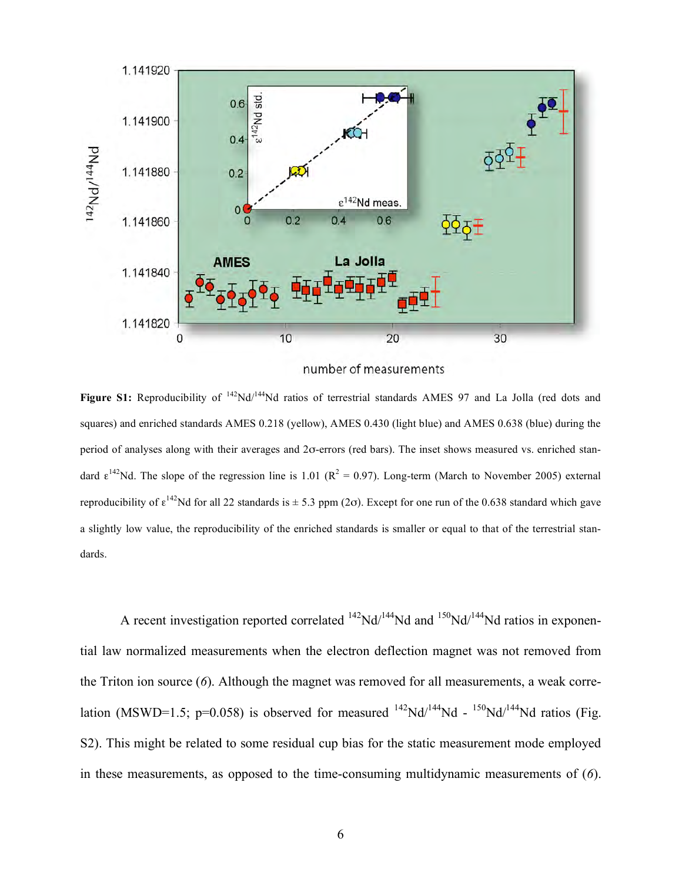**Figure S1:** Reproducibility of $^{142}Nd/^{144}Nd$ ratios of terrestrial standards AMES 97 and La Jolla (red dots and squares) and enriched standards AMES 0.218 (yellow), AMES 0.430 (light blue) and AMES 0.638 (blue) during the period of analyses along with their averages and 2σ-errors (red bars). The inset shows measured vs. enriched standard $\varepsilon^{142}Nd$. The slope of the regression line is 1.01 ($R^2$ = 0.97). Long-term (March to November 2005) external reproducibility of $\varepsilon^{142}Nd$ for all 22 standards is ± 5.3 ppm (2σ). Except for one run of the 0.638 standard which gave a slightly low value, the reproducibility of the enriched standards is smaller or equal to that of the terrestrial standards.

A recent investigation reported correlated $^{142}Nd/^{144}Nd$ and $^{150}Nd/^{144}Nd$ ratios in exponential law normalized measurements when the electron deflection magnet was not removed from the Triton ion source (*6*). Although the magnet was removed for all measurements, a weak correlation (MSWD=1.5; p=0.058) is observed for measured $^{142}Nd/^{144}Nd$ - $^{150}Nd/^{144}Nd$ ratios (Fig. S2). This might be related to some residual cup bias for the static measurement mode employed in these measurements, as opposed to the time-consuming multidynamic measurements of (*6*).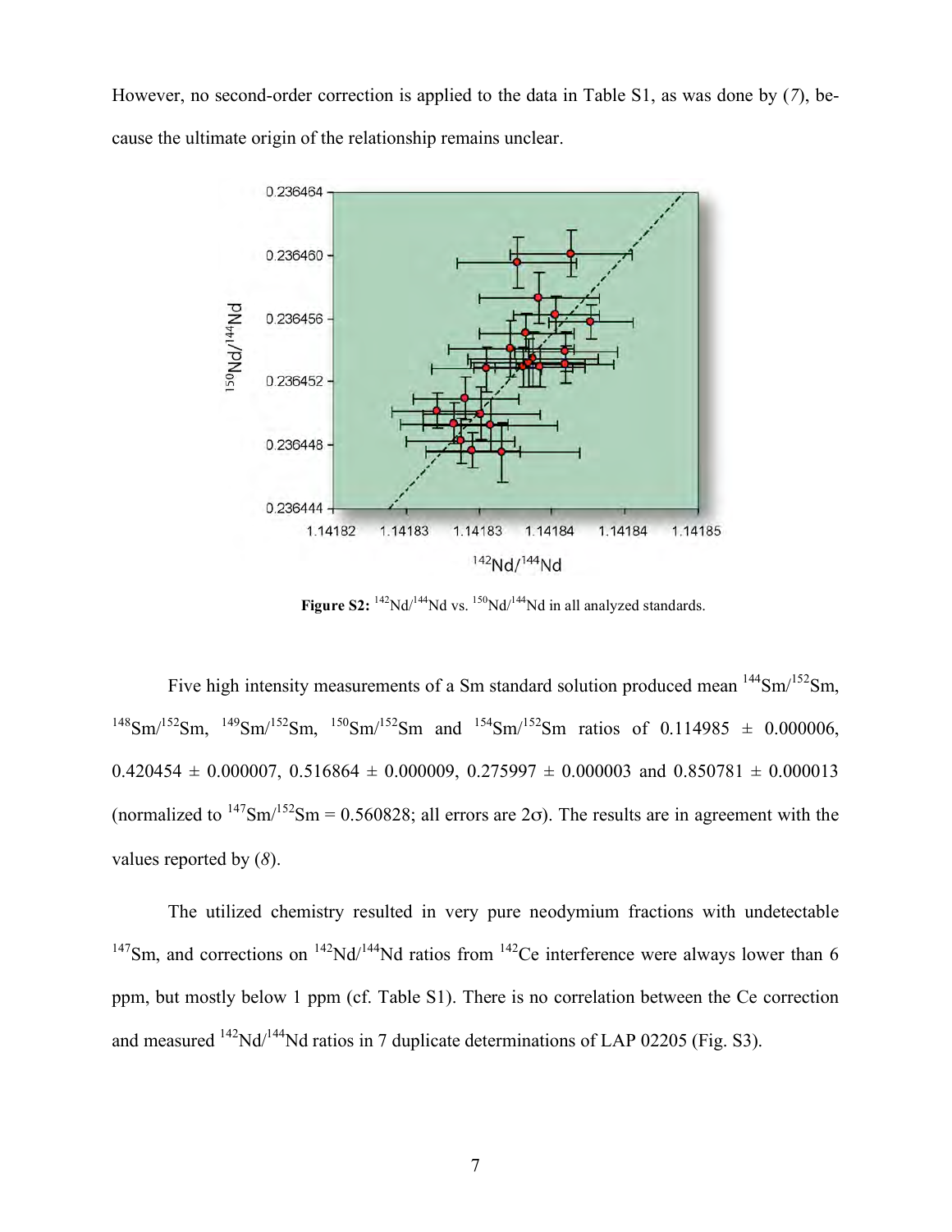However, no second-order correction is applied to the data in Table S1, as was done by (*7*), because the ultimate origin of the relationship remains unclear.

**Figure S2:** $^{142}Nd/^{144}Nd$ vs. $^{150}Nd/^{144}Nd$ in all analyzed standards.

Five high intensity measurements of a Sm standard solution produced mean $^{144}Sm/^{152}Sm$, $^{148}Sm/^{152}Sm$, $^{149}Sm/^{152}Sm$, $^{150}Sm/^{152}Sm$ and $^{154}Sm/^{152}Sm$ ratios of $0.114985 \pm 0.000006$, $0.420454 \pm 0.000007$, $0.516864 \pm 0.000009$, $0.275997 \pm 0.000003$ and $0.850781 \pm 0.000013$ (normalized to $^{147}Sm/^{152}Sm = 0.560828$; all errors are $2\sigma$). The results are in agreement with the values reported by (*8*).

The utilized chemistry resulted in very pure neodymium fractions with undetectable $^{147}Sm$, and corrections on $^{142}Nd/^{144}Nd$ ratios from $^{142}Ce$ interference were always lower than 6 ppm, but mostly below 1 ppm (cf. Table S1). There is no correlation between the Ce correction and measured $^{142}Nd/^{144}Nd$ ratios in 7 duplicate determinations of LAP 02205 (Fig. S3).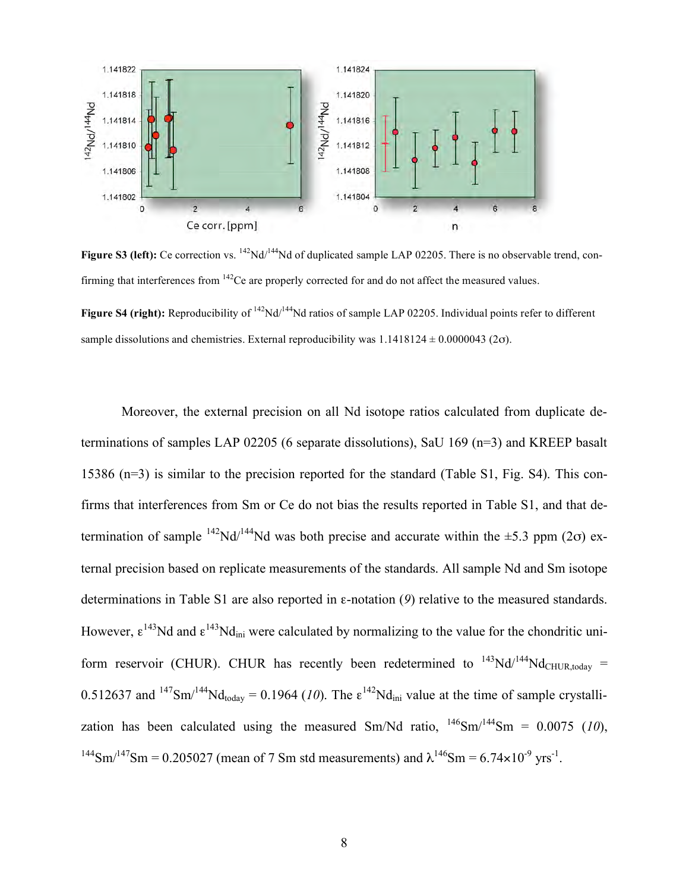**Figure S3 (left):** Ce correction vs. $^{142}Nd/^{144}Nd$ of duplicated sample LAP 02205. There is no observable trend, confirming that interferences from $^{142}Ce$ are properly corrected for and do not affect the measured values.

**Figure S4 (right):** Reproducibility of $^{142}Nd/^{144}Nd$ ratios of sample LAP 02205. Individual points refer to different sample dissolutions and chemistries. External reproducibility was $1.1418124 \pm 0.0000043$ ($2\sigma$).

Moreover, the external precision on all Nd isotope ratios calculated from duplicate determinations of samples LAP 02205 (6 separate dissolutions), SaU 169 (n=3) and KREEP basalt 15386 (n=3) is similar to the precision reported for the standard (Table S1, Fig. S4). This confirms that interferences from Sm or Ce do not bias the results reported in Table S1, and that determination of sample $^{142}Nd/^{144}Nd$ was both precise and accurate within the $\pm 5.3$ ppm ($2\sigma$) external precision based on replicate measurements of the standards. All sample Nd and Sm isotope determinations in Table S1 are also reported in ε-notation (*9*) relative to the measured standards. However, $\varepsilon^{143}Nd$ and $\varepsilon^{143}Nd_{ini}$ were calculated by normalizing to the value for the chondritic uniform reservoir (CHUR). CHUR has recently been redetermined to $^{143}Nd/^{144}Nd_{CHUR,today} = 0.512637$ and $^{147}Sm/^{144}Nd_{today} = 0.1964$ (*10*). The $\varepsilon^{142}Nd_{ini}$ value at the time of sample crystallization has been calculated using the measured Sm/Nd ratio, $^{146}Sm/^{144}Sm = 0.0075$ (*10*), $^{144}Sm/^{147}Sm = 0.205027$ (mean of 7 Sm std measurements) and $\lambda^{146}Sm = 6.74 \times 10^{-9}$ yrs$^{-1}$.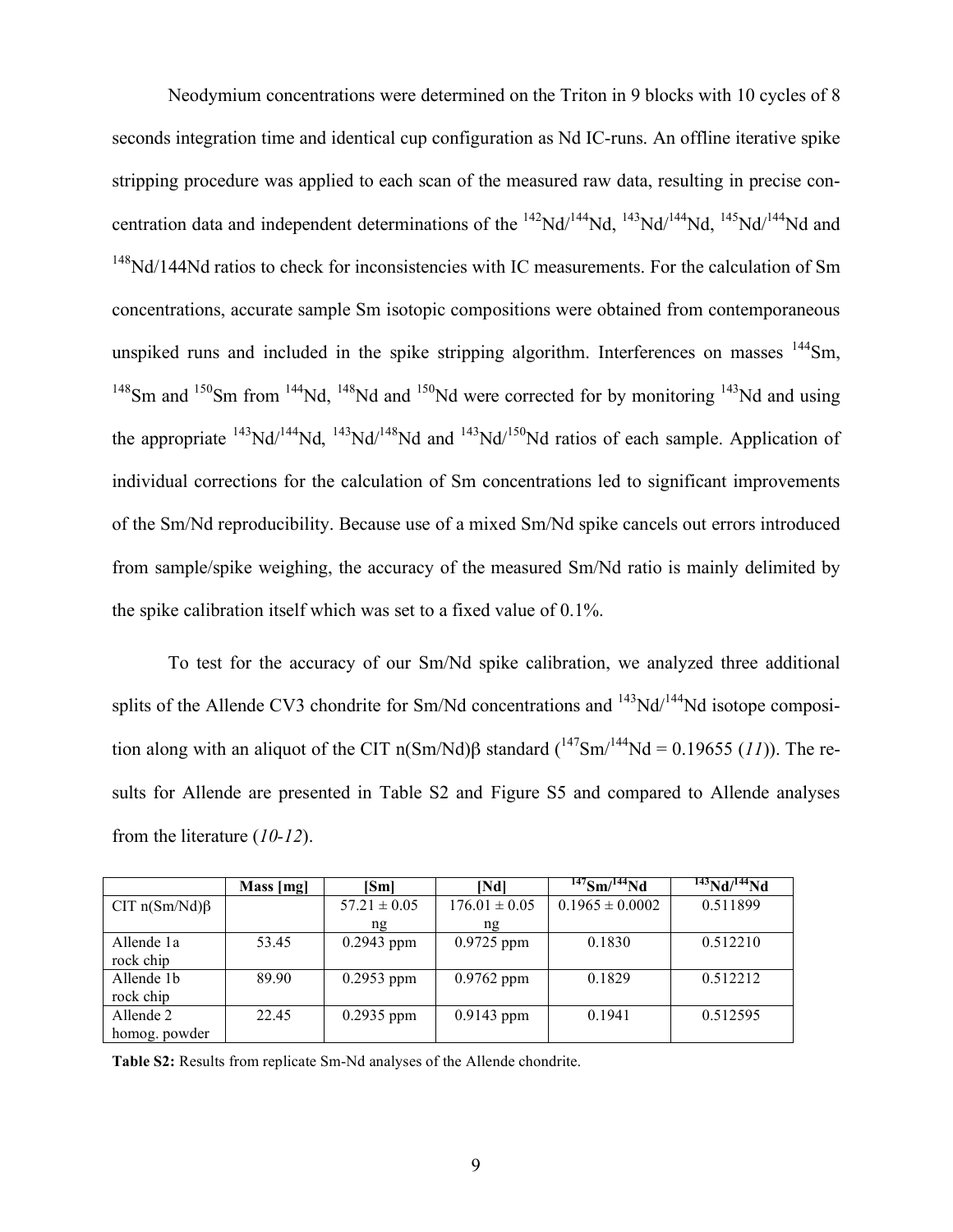Neodymium concentrations were determined on the Triton in 9 blocks with 10 cycles of 8 seconds integration time and identical cup configuration as Nd IC-runs. An offline iterative spike stripping procedure was applied to each scan of the measured raw data, resulting in precise concentration data and independent determinations of the $^{142}Nd/^{144}Nd$, $^{143}Nd/^{144}Nd$, $^{145}Nd/^{144}Nd$ and $^{148}Nd/144Nd$ ratios to check for inconsistencies with IC measurements. For the calculation of Sm concentrations, accurate sample Sm isotopic compositions were obtained from contemporaneous unspiked runs and included in the spike stripping algorithm. Interferences on masses $^{144}Sm$, $^{148}Sm$ and $^{150}Sm$ from $^{144}Nd$, $^{148}Nd$ and $^{150}Nd$ were corrected for by monitoring $^{143}Nd$ and using the appropriate $^{143}Nd/^{144}Nd$, $^{143}Nd/^{148}Nd$ and $^{143}Nd/^{150}Nd$ ratios of each sample. Application of individual corrections for the calculation of Sm concentrations led to significant improvements of the Sm/Nd reproducibility. Because use of a mixed Sm/Nd spike cancels out errors introduced from sample/spike weighing, the accuracy of the measured Sm/Nd ratio is mainly delimited by the spike calibration itself which was set to a fixed value of 0.1%.

To test for the accuracy of our Sm/Nd spike calibration, we analyzed three additional splits of the Allende CV3 chondrite for Sm/Nd concentrations and $^{143}Nd/^{144}Nd$ isotope composition along with an aliquot of the CIT n(Sm/Nd)β standard ($^{147}Sm/^{144}Nd = 0.19655$ (*11*)). The results for Allende are presented in Table S2 and Figure S5 and compared to Allende analyses from the literature (*10-12*).

| | Mass [mg] | [Sm] | [Nd] | $^{147}Sm/^{144}Nd$ | $^{143}Nd/^{144}Nd$ |
|---|---|---|---|---|---|
| CIT n(Sm/Nd)β | | 57.21 ± 0.05 ng | 176.01 ± 0.05 ng | 0.1965 ± 0.0002 | 0.511899 |
| Allende 1a rock chip | 53.45 | 0.2943 ppm | 0.9725 ppm | 0.1830 | 0.512210 |
| Allende 1b rock chip | 89.90 | 0.2953 ppm | 0.9762 ppm | 0.1829 | 0.512212 |
| Allende 2 homog. powder | 22.45 | 0.2935 ppm | 0.9143 ppm | 0.1941 | 0.512595 |

**Table S2:** Results from replicate Sm-Nd analyses of the Allende chondrite.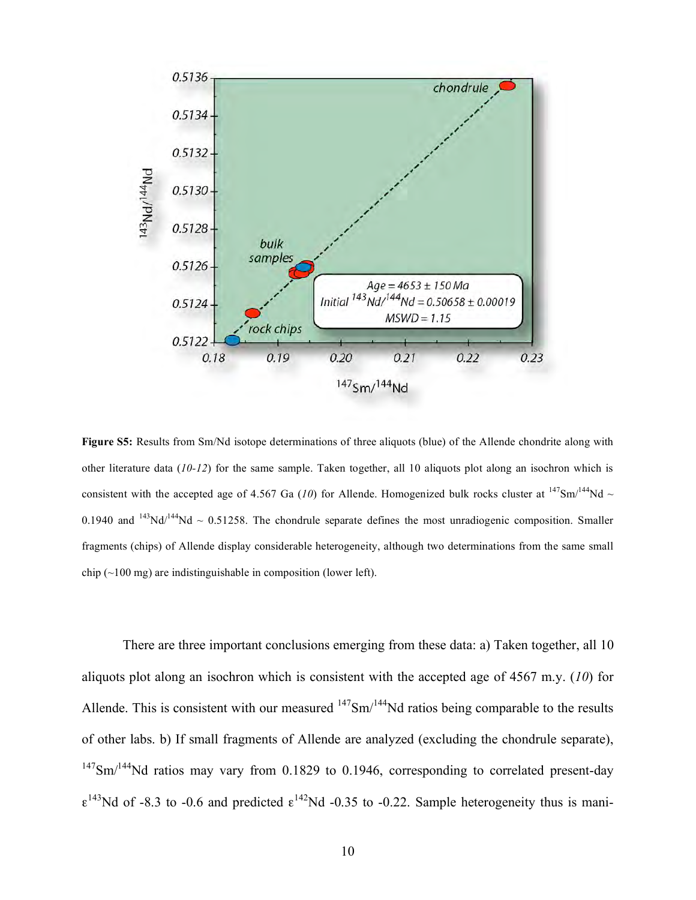**Figure S5:** Results from Sm/Nd isotope determinations of three aliquots (blue) of the Allende chondrite along with other literature data (*10-12*) for the same sample. Taken together, all 10 aliquots plot along an isochron which is consistent with the accepted age of 4.567 Ga (*10*) for Allende. Homogenized bulk rocks cluster at $^{147}Sm/^{144}Nd$ ~ 0.1940 and $^{143}Nd/^{144}Nd$ ~ 0.51258. The chondrule separate defines the most unradiogenic composition. Smaller fragments (chips) of Allende display considerable heterogeneity, although two determinations from the same small chip (~100 mg) are indistinguishable in composition (lower left).

There are three important conclusions emerging from these data: a) Taken together, all 10 aliquots plot along an isochron which is consistent with the accepted age of 4567 m.y. (*10*) for Allende. This is consistent with our measured $^{147}Sm/^{144}Nd$ ratios being comparable to the results of other labs. b) If small fragments of Allende are analyzed (excluding the chondrule separate), $^{147}Sm/^{144}Nd$ ratios may vary from 0.1829 to 0.1946, corresponding to correlated present-day $\varepsilon^{143}Nd$ of -8.3 to -0.6 and predicted $\varepsilon^{142}Nd$ -0.35 to -0.22. Sample heterogeneity thus is mani-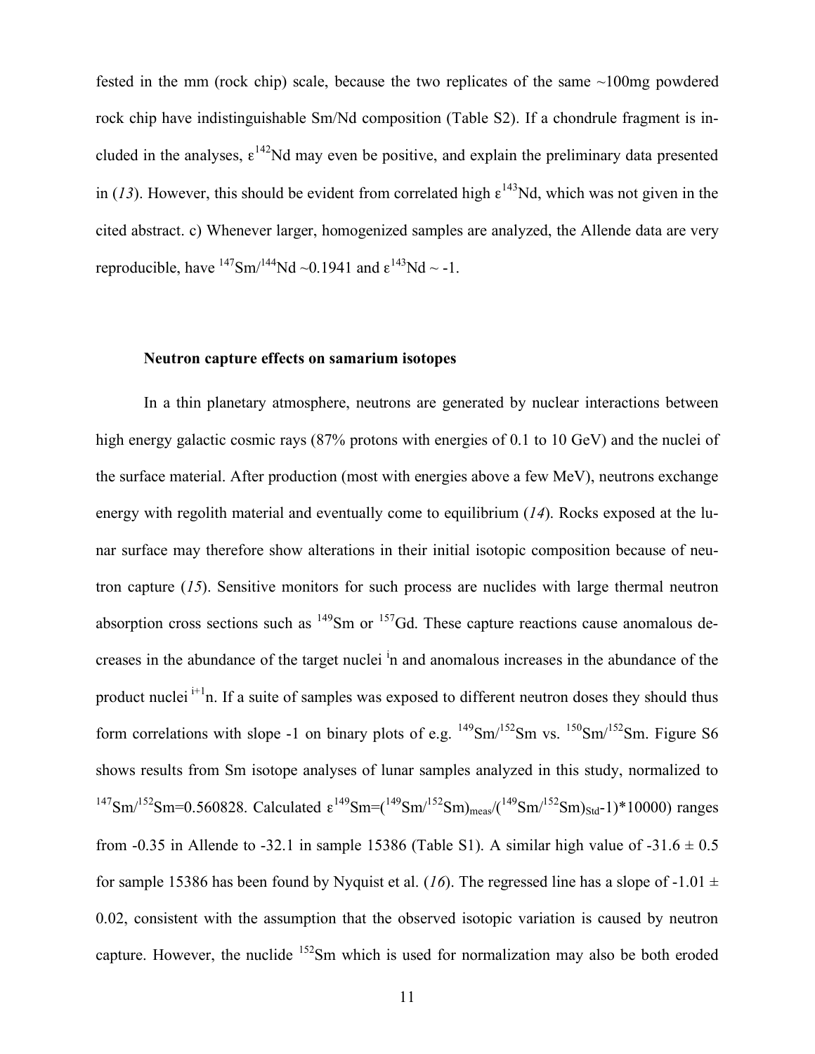fested in the mm (rock chip) scale, because the two replicates of the same ~100mg powdered rock chip have indistinguishable Sm/Nd composition (Table S2). If a chondrule fragment is included in the analyses, $\varepsilon^{142}$Nd may even be positive, and explain the preliminary data presented in (*13*). However, this should be evident from correlated high $\varepsilon^{143}$Nd, which was not given in the cited abstract. c) Whenever larger, homogenized samples are analyzed, the Allende data are very reproducible, have $^{147}$Sm/$^{144}$Nd ~0.1941 and $\varepsilon^{143}$Nd ~ -1.

**Neutron capture effects on samarium isotopes**

In a thin planetary atmosphere, neutrons are generated by nuclear interactions between high energy galactic cosmic rays (87% protons with energies of 0.1 to 10 GeV) and the nuclei of the surface material. After production (most with energies above a few MeV), neutrons exchange energy with regolith material and eventually come to equilibrium (*14*). Rocks exposed at the lunar surface may therefore show alterations in their initial isotopic composition because of neutron capture (*15*). Sensitive monitors for such process are nuclides with large thermal neutron absorption cross sections such as $^{149}$Sm or $^{157}$Gd. These capture reactions cause anomalous decreases in the abundance of the target nuclei $^{i}$n and anomalous increases in the abundance of the product nuclei $^{i+1}$n. If a suite of samples was exposed to different neutron doses they should thus form correlations with slope -1 on binary plots of e.g. $^{149}$Sm/$^{152}$Sm vs. $^{150}$Sm/$^{152}$Sm. Figure S6 shows results from Sm isotope analyses of lunar samples analyzed in this study, normalized to $^{147}$Sm/$^{152}$Sm=0.560828. Calculated $\varepsilon^{149}\text{Sm}=((^{149}\text{Sm}/^{152}\text{Sm})_{\text{meas}}/(^{149}\text{Sm}/^{152}\text{Sm})_{\text{Std}}-1)*10000)$ ranges from -0.35 in Allende to -32.1 in sample 15386 (Table S1). A similar high value of -31.6 ± 0.5 for sample 15386 has been found by Nyquist et al. (*16*). The regressed line has a slope of -1.01 ± 0.02, consistent with the assumption that the observed isotopic variation is caused by neutron capture. However, the nuclide $^{152}$Sm which is used for normalization may also be both eroded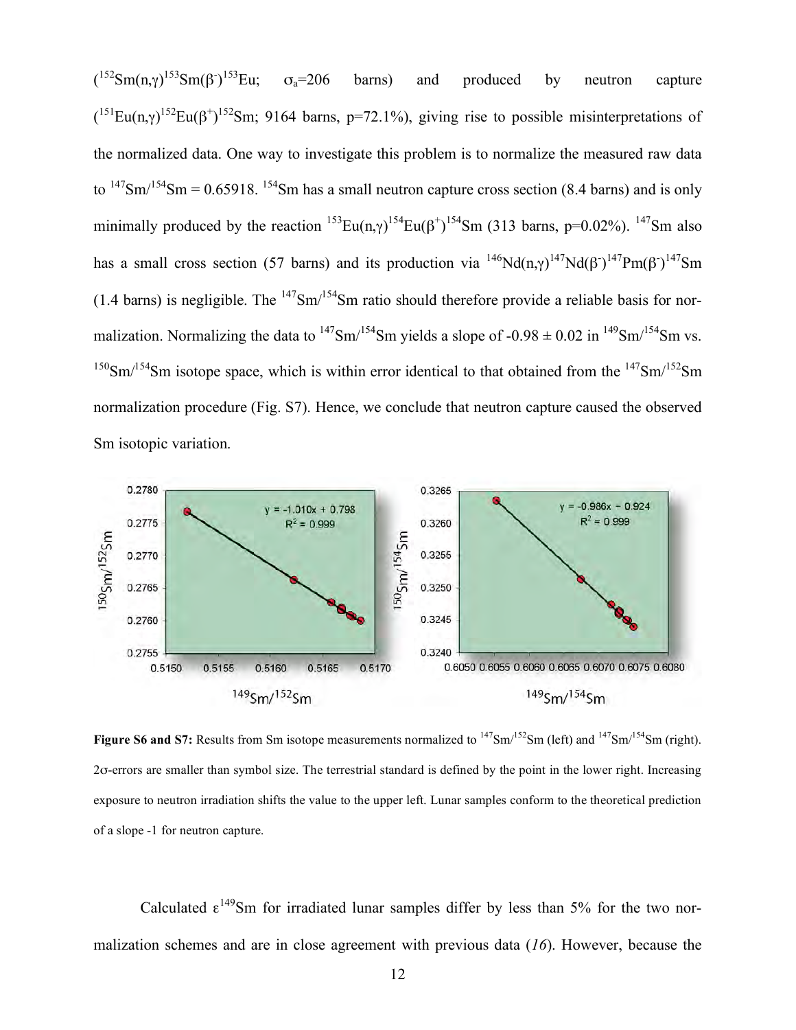($^{152}Sm(n,\gamma)^{153}Sm(\beta^-)^{153}Eu$; $\sigma_a$=206 barns) and produced by neutron capture ($^{151}Eu(n,\gamma)^{152}Eu(\beta^+)^{152}Sm$; 9164 barns, p=72.1%), giving rise to possible misinterpretations of the normalized data. One way to investigate this problem is to normalize the measured raw data to $^{147}Sm/^{154}Sm$ = 0.65918. $^{154}Sm$ has a small neutron capture cross section (8.4 barns) and is only minimally produced by the reaction $^{153}Eu(n,\gamma)^{154}Eu(\beta^+)^{154}Sm$ (313 barns, p=0.02%). $^{147}Sm$ also has a small cross section (57 barns) and its production via $^{146}Nd(n,\gamma)^{147}Nd(\beta^-)^{147}Pm(\beta^-)^{147}Sm$ (1.4 barns) is negligible. The $^{147}Sm/^{154}Sm$ ratio should therefore provide a reliable basis for normalization. Normalizing the data to $^{147}Sm/^{154}Sm$ yields a slope of -0.98 ± 0.02 in $^{149}Sm/^{154}Sm$ vs. $^{150}Sm/^{154}Sm$ isotope space, which is within error identical to that obtained from the $^{147}Sm/^{152}Sm$ normalization procedure (Fig. S7). Hence, we conclude that neutron capture caused the observed Sm isotopic variation.

**Figure S6 and S7:** Results from Sm isotope measurements normalized to $^{147}Sm/^{152}Sm$ (left) and $^{147}Sm/^{154}Sm$ (right). 2σ-errors are smaller than symbol size. The terrestrial standard is defined by the point in the lower right. Increasing exposure to neutron irradiation shifts the value to the upper left. Lunar samples conform to the theoretical prediction of a slope -1 for neutron capture.

Calculated $\varepsilon^{149}Sm$ for irradiated lunar samples differ by less than 5% for the two normalization schemes and are in close agreement with previous data (*16*). However, because the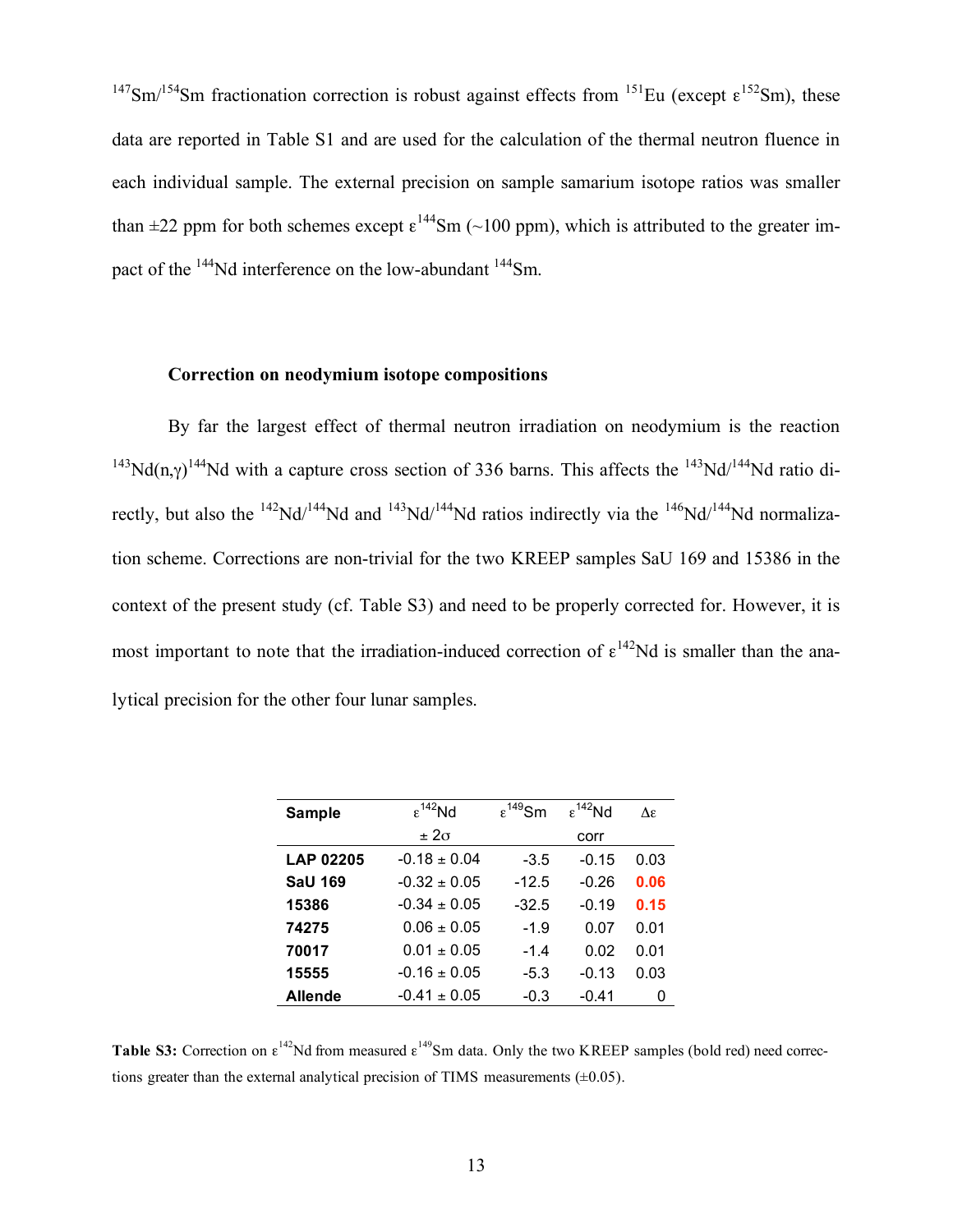$^{147}Sm/^{154}Sm$ fractionation correction is robust against effects from $^{151}Eu$ (except $\varepsilon^{152}Sm$), these data are reported in Table S1 and are used for the calculation of the thermal neutron fluence in each individual sample. The external precision on sample samarium isotope ratios was smaller than ±22 ppm for both schemes except $\varepsilon^{144}Sm$ (~100 ppm), which is attributed to the greater impact of the $^{144}Nd$ interference on the low-abundant $^{144}Sm$.

### Correction on neodymium isotope compositions

By far the largest effect of thermal neutron irradiation on neodymium is the reaction $^{143}Nd(n,\gamma)^{144}Nd$ with a capture cross section of 336 barns. This affects the $^{143}Nd/^{144}Nd$ ratio directly, but also the $^{142}Nd/^{144}Nd$ and $^{143}Nd/^{144}Nd$ ratios indirectly via the $^{146}Nd/^{144}Nd$ normalization scheme. Corrections are non-trivial for the two KREEP samples SaU 169 and 15386 in the context of the present study (cf. Table S3) and need to be properly corrected for. However, it is most important to note that the irradiation-induced correction of $\varepsilon^{142}Nd$ is smaller than the analytical precision for the other four lunar samples.

| Sample | $\varepsilon^{142}Nd$ ± 2σ | $\varepsilon^{149}Sm$ | $\varepsilon^{142}Nd$ corr | Δε |
|---|---|---|---|---|
| **LAP 02205** | -0.18 ± 0.04 | -3.5 | -0.15 | 0.03 |
| **SaU 169** | -0.32 ± 0.05 | -12.5 | -0.26 | **0.06** |
| **15386** | -0.34 ± 0.05 | -32.5 | -0.19 | **0.15** |
| **74275** | 0.06 ± 0.05 | -1.9 | 0.07 | 0.01 |
| **70017** | 0.01 ± 0.05 | -1.4 | 0.02 | 0.01 |
| **15555** | -0.16 ± 0.05 | -5.3 | -0.13 | 0.03 |
| **Allende** | -0.41 ± 0.05 | -0.3 | -0.41 | 0 |

**Table S3:** Correction on $\varepsilon^{142}Nd$ from measured $\varepsilon^{149}Sm$ data. Only the two KREEP samples (bold red) need corrections greater than the external analytical precision of TIMS measurements (±0.05).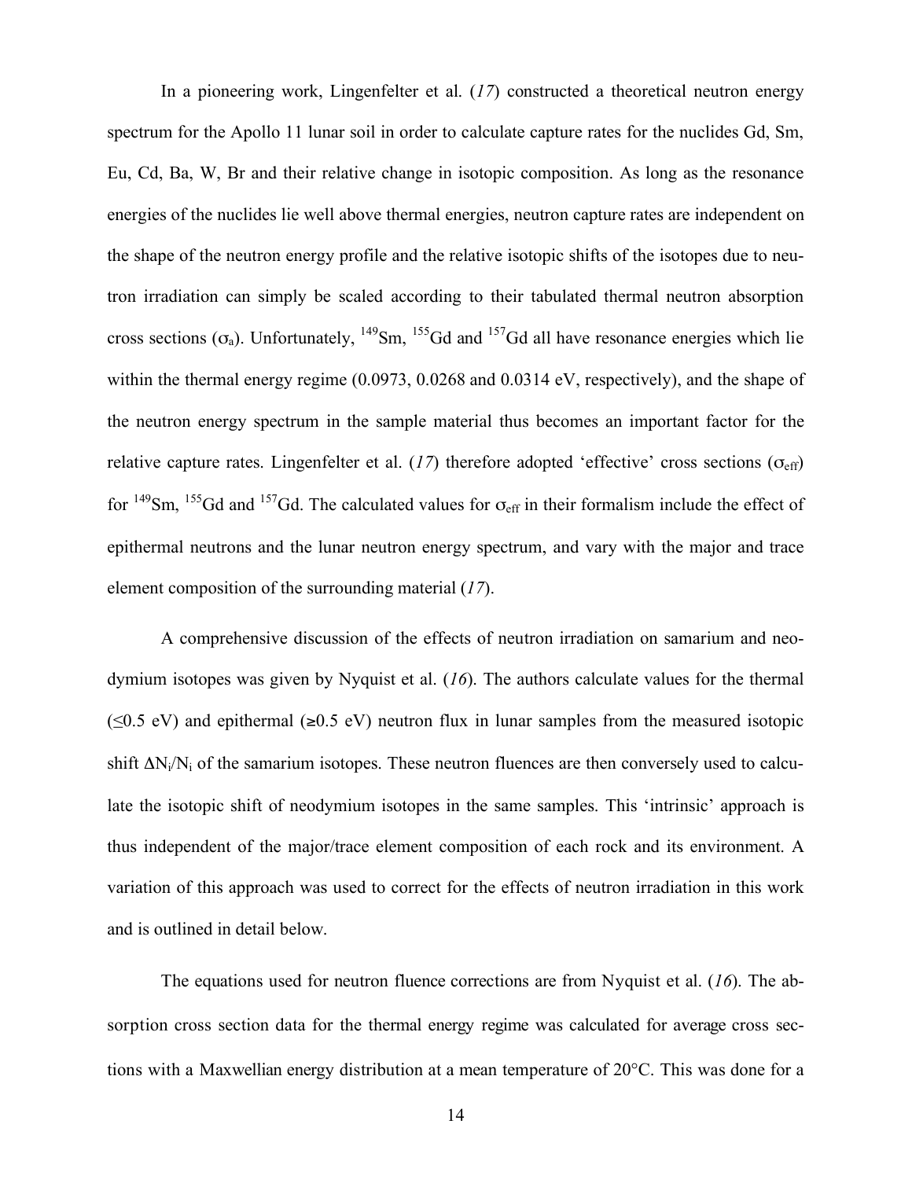In a pioneering work, Lingenfelter et al. (*17*) constructed a theoretical neutron energy spectrum for the Apollo 11 lunar soil in order to calculate capture rates for the nuclides Gd, Sm, Eu, Cd, Ba, W, Br and their relative change in isotopic composition. As long as the resonance energies of the nuclides lie well above thermal energies, neutron capture rates are independent on the shape of the neutron energy profile and the relative isotopic shifts of the isotopes due to neutron irradiation can simply be scaled according to their tabulated thermal neutron absorption cross sections ($\sigma_a$). Unfortunately, $^{149}$Sm, $^{155}$Gd and $^{157}$Gd all have resonance energies which lie within the thermal energy regime (0.0973, 0.0268 and 0.0314 eV, respectively), and the shape of the neutron energy spectrum in the sample material thus becomes an important factor for the relative capture rates. Lingenfelter et al. (*17*) therefore adopted 'effective' cross sections ($\sigma_{eff}$) for $^{149}$Sm, $^{155}$Gd and $^{157}$Gd. The calculated values for $\sigma_{eff}$ in their formalism include the effect of epithermal neutrons and the lunar neutron energy spectrum, and vary with the major and trace element composition of the surrounding material (*17*).

A comprehensive discussion of the effects of neutron irradiation on samarium and neodymium isotopes was given by Nyquist et al. (*16*). The authors calculate values for the thermal ($\leq$0.5 eV) and epithermal ($\geq$0.5 eV) neutron flux in lunar samples from the measured isotopic shift $\Delta N_i/N_i$ of the samarium isotopes. These neutron fluences are then conversely used to calculate the isotopic shift of neodymium isotopes in the same samples. This 'intrinsic' approach is thus independent of the major/trace element composition of each rock and its environment. A variation of this approach was used to correct for the effects of neutron irradiation in this work and is outlined in detail below.

The equations used for neutron fluence corrections are from Nyquist et al. (*16*). The absorption cross section data for the thermal energy regime was calculated for average cross sections with a Maxwellian energy distribution at a mean temperature of 20°C. This was done for a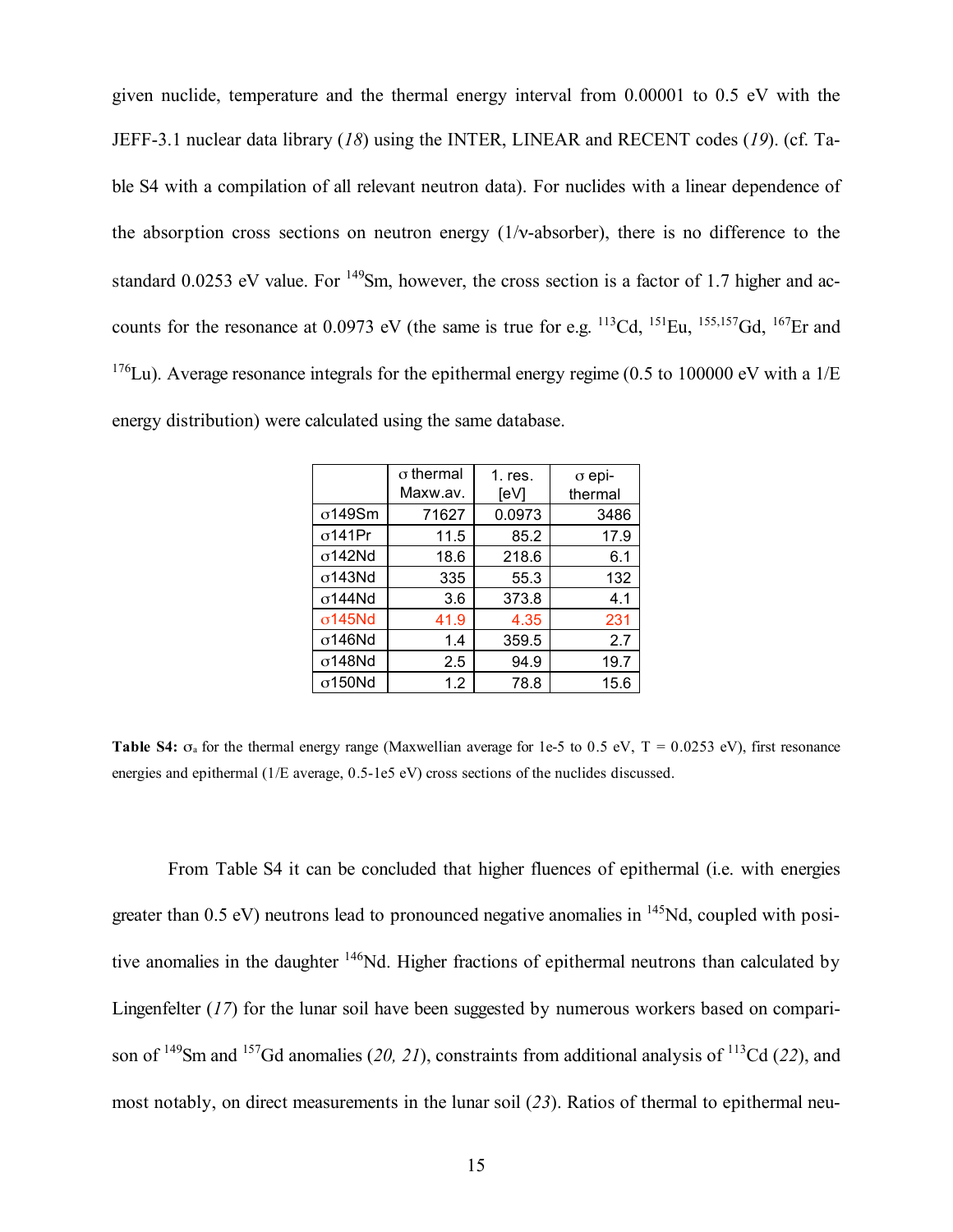given nuclide, temperature and the thermal energy interval from 0.00001 to 0.5 eV with the JEFF-3.1 nuclear data library (*18*) using the INTER, LINEAR and RECENT codes (*19*). (cf. Table S4 with a compilation of all relevant neutron data). For nuclides with a linear dependence of the absorption cross sections on neutron energy (1/v-absorber), there is no difference to the standard 0.0253 eV value. For $^{149}$Sm, however, the cross section is a factor of 1.7 higher and accounts for the resonance at 0.0973 eV (the same is true for e.g. $^{113}$Cd, $^{151}$Eu, $^{155,157}$Gd, $^{167}$Er and $^{176}$Lu). Average resonance integrals for the epithermal energy regime (0.5 to 100000 eV with a 1/E energy distribution) were calculated using the same database.

| | σ thermal Maxw.av. | 1. res. [eV] | σ epi-thermal |
|---|---|---|---|
| σ149Sm | 71627 | 0.0973 | 3486 |
| σ141Pr | 11.5 | 85.2 | 17.9 |
| σ142Nd | 18.6 | 218.6 | 6.1 |
| σ143Nd | 335 | 55.3 | 132 |
| σ144Nd | 3.6 | 373.8 | 4.1 |
| σ145Nd | 41.9 | 4.35 | 231 |
| σ146Nd | 1.4 | 359.5 | 2.7 |
| σ148Nd | 2.5 | 94.9 | 19.7 |
| σ150Nd | 1.2 | 78.8 | 15.6 |

**Table S4:** $\sigma_a$ for the thermal energy range (Maxwellian average for 1e-5 to 0.5 eV, T = 0.0253 eV), first resonance energies and epithermal (1/E average, 0.5-1e5 eV) cross sections of the nuclides discussed.

From Table S4 it can be concluded that higher fluences of epithermal (i.e. with energies greater than 0.5 eV) neutrons lead to pronounced negative anomalies in $^{145}$Nd, coupled with positive anomalies in the daughter $^{146}$Nd. Higher fractions of epithermal neutrons than calculated by Lingenfelter (*17*) for the lunar soil have been suggested by numerous workers based on comparison of $^{149}$Sm and $^{157}$Gd anomalies (*20, 21*), constraints from additional analysis of $^{113}$Cd (*22*), and most notably, on direct measurements in the lunar soil (*23*). Ratios of thermal to epithermal neu-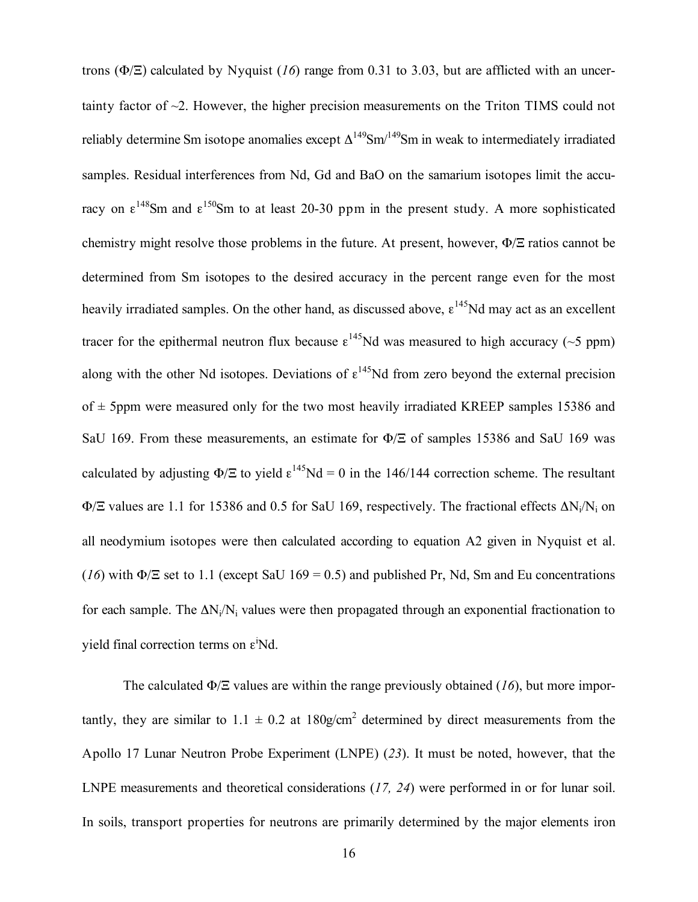trons ($\Phi/\Xi$) calculated by Nyquist (*16*) range from 0.31 to 3.03, but are afflicted with an uncertainty factor of ~2. However, the higher precision measurements on the Triton TIMS could not reliably determine Sm isotope anomalies except $\Delta^{149}Sm/^{149}Sm$ in weak to intermediately irradiated samples. Residual interferences from Nd, Gd and BaO on the samarium isotopes limit the accuracy on $\varepsilon^{148}Sm$ and $\varepsilon^{150}Sm$ to at least 20-30 ppm in the present study. A more sophisticated chemistry might resolve those problems in the future. At present, however, $\Phi/\Xi$ ratios cannot be determined from Sm isotopes to the desired accuracy in the percent range even for the most heavily irradiated samples. On the other hand, as discussed above, $\varepsilon^{145}Nd$ may act as an excellent tracer for the epithermal neutron flux because $\varepsilon^{145}Nd$ was measured to high accuracy (~5 ppm) along with the other Nd isotopes. Deviations of $\varepsilon^{145}Nd$ from zero beyond the external precision of ± 5ppm were measured only for the two most heavily irradiated KREEP samples 15386 and SaU 169. From these measurements, an estimate for $\Phi/\Xi$ of samples 15386 and SaU 169 was calculated by adjusting $\Phi/\Xi$ to yield $\varepsilon^{145}Nd = 0$ in the 146/144 correction scheme. The resultant $\Phi/\Xi$ values are 1.1 for 15386 and 0.5 for SaU 169, respectively. The fractional effects $\Delta N_i/N_i$ on all neodymium isotopes were then calculated according to equation A2 given in Nyquist et al. (*16*) with $\Phi/\Xi$ set to 1.1 (except SaU 169 = 0.5) and published Pr, Nd, Sm and Eu concentrations for each sample. The $\Delta N_i/N_i$ values were then propagated through an exponential fractionation to yield final correction terms on $\varepsilon^{i}Nd$.

The calculated $\Phi/\Xi$ values are within the range previously obtained (*16*), but more importantly, they are similar to 1.1 ± 0.2 at 180g/cm$^2$ determined by direct measurements from the Apollo 17 Lunar Neutron Probe Experiment (LNPE) (*23*). It must be noted, however, that the LNPE measurements and theoretical considerations (*17, 24*) were performed in or for lunar soil. In soils, transport properties for neutrons are primarily determined by the major elements iron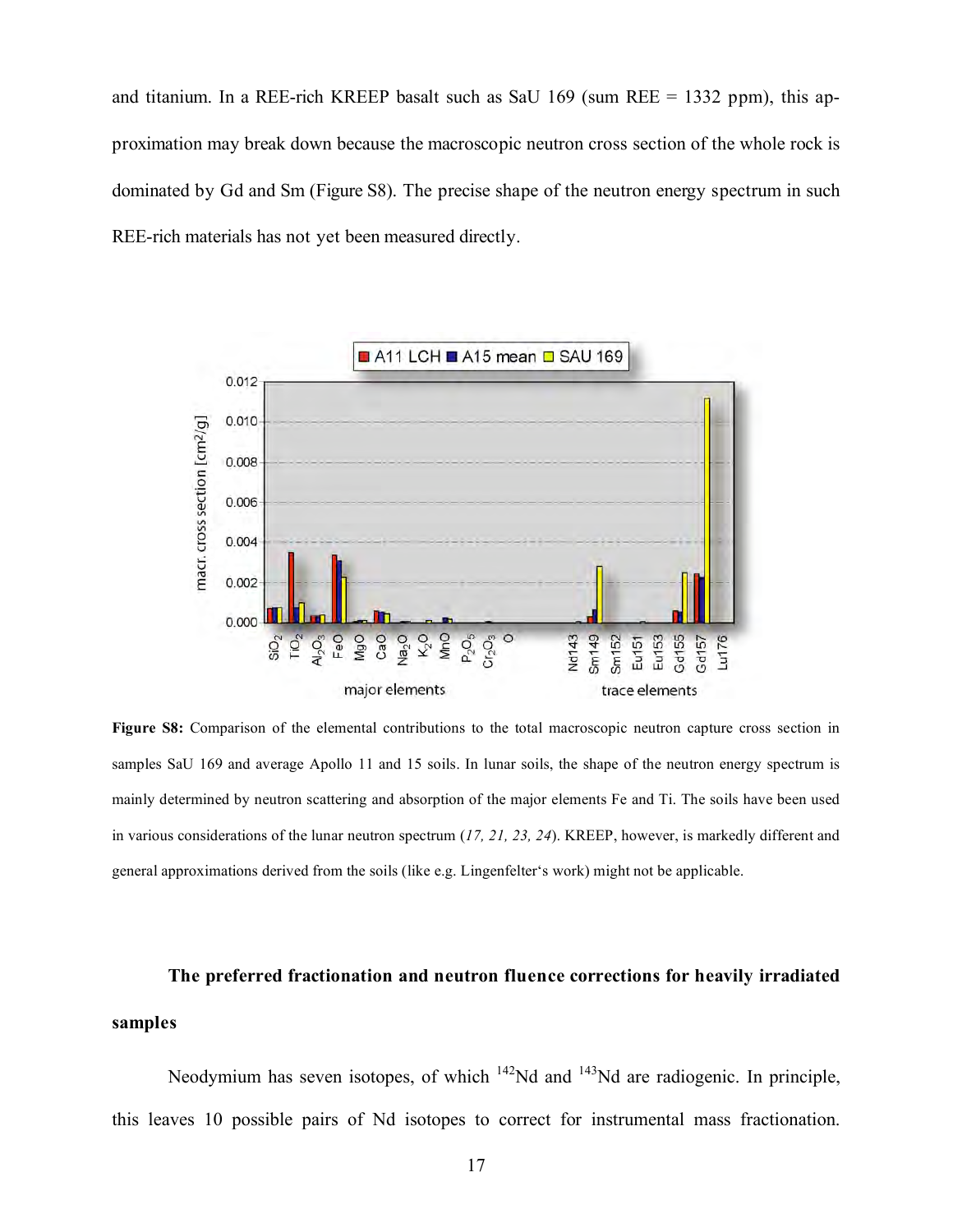and titanium. In a REE-rich KREEP basalt such as SaU 169 (sum REE = 1332 ppm), this approximation may break down because the macroscopic neutron cross section of the whole rock is dominated by Gd and Sm (Figure S8). The precise shape of the neutron energy spectrum in such REE-rich materials has not yet been measured directly.

**Figure S8:** Comparison of the elemental contributions to the total macroscopic neutron capture cross section in samples SaU 169 and average Apollo 11 and 15 soils. In lunar soils, the shape of the neutron energy spectrum is mainly determined by neutron scattering and absorption of the major elements Fe and Ti. The soils have been used in various considerations of the lunar neutron spectrum (*17, 21, 23, 24*). KREEP, however, is markedly different and general approximations derived from the soils (like e.g. Lingenfelter's work) might not be applicable.

### The preferred fractionation and neutron fluence corrections for heavily irradiated samples

Neodymium has seven isotopes, of which $^{142}$Nd and $^{143}$Nd are radiogenic. In principle, this leaves 10 possible pairs of Nd isotopes to correct for instrumental mass fractionation.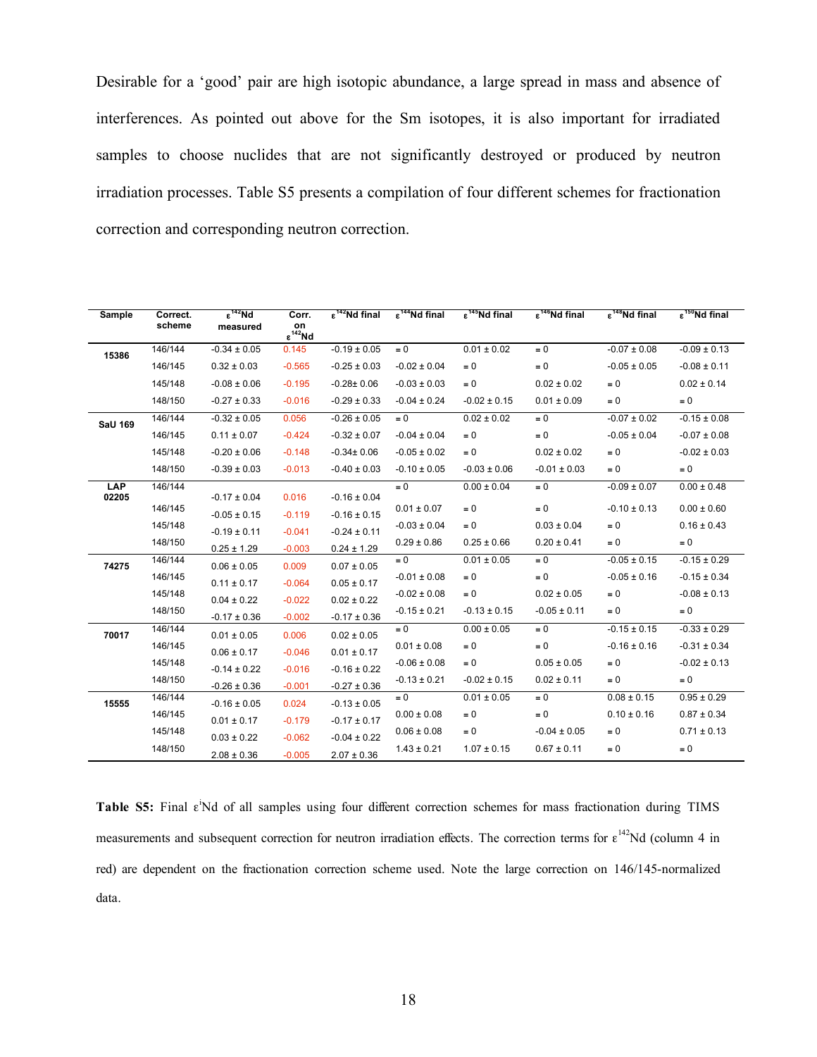Desirable for a 'good' pair are high isotopic abundance, a large spread in mass and absence of interferences. As pointed out above for the Sm isotopes, it is also important for irradiated samples to choose nuclides that are not significantly destroyed or produced by neutron irradiation processes. Table S5 presents a compilation of four different schemes for fractionation correction and corresponding neutron correction.

| Sample | Correct. scheme | $\varepsilon^{142}$Nd measured | Corr. on $\varepsilon^{142}$Nd | $\varepsilon^{142}$Nd final | $\varepsilon^{144}$Nd final | $\varepsilon^{145}$Nd final | $\varepsilon^{146}$Nd final | $\varepsilon^{148}$Nd final | $\varepsilon^{150}$Nd final |
|---|---|---|---|---|---|---|---|---|---|
| 15386 | 146/144 | -0.34 ± 0.05 | 0.145 | -0.19 ± 0.05 | ≡ 0 | 0.01 ± 0.02 | ≡ 0 | -0.07 ± 0.08 | -0.09 ± 0.13 |
| | 146/145 | 0.32 ± 0.03 | -0.565 | -0.25 ± 0.03 | -0.02 ± 0.04 | ≡ 0 | ≡ 0 | -0.05 ± 0.05 | -0.08 ± 0.11 |
| | 145/148 | -0.08 ± 0.06 | -0.195 | -0.28± 0.06 | -0.03 ± 0.03 | ≡ 0 | 0.02 ± 0.02 | ≡ 0 | 0.02 ± 0.14 |
| | 148/150 | -0.27 ± 0.33 | -0.016 | -0.29 ± 0.33 | -0.04 ± 0.24 | -0.02 ± 0.15 | 0.01 ± 0.09 | ≡ 0 | ≡ 0 |
| SaU 169 | 146/144 | -0.32 ± 0.05 | 0.056 | -0.26 ± 0.05 | ≡ 0 | 0.02 ± 0.02 | ≡ 0 | -0.07 ± 0.02 | -0.15 ± 0.08 |
| | 146/145 | 0.11 ± 0.07 | -0.424 | -0.32 ± 0.07 | -0.04 ± 0.04 | ≡ 0 | ≡ 0 | -0.05 ± 0.04 | -0.07 ± 0.08 |
| | 145/148 | -0.20 ± 0.06 | -0.148 | -0.34± 0.06 | -0.05 ± 0.02 | ≡ 0 | 0.02 ± 0.02 | ≡ 0 | -0.02 ± 0.03 |
| | 148/150 | -0.39 ± 0.03 | -0.013 | -0.40 ± 0.03 | -0.10 ± 0.05 | -0.03 ± 0.06 | -0.01 ± 0.03 | ≡ 0 | ≡ 0 |
| LAP 02205 | 146/144 | -0.17 ± 0.04 | 0.016 | -0.16 ± 0.04 | ≡ 0 | 0.00 ± 0.04 | ≡ 0 | -0.09 ± 0.07 | 0.00 ± 0.48 |
| | 146/145 | -0.05 ± 0.15 | -0.119 | -0.16 ± 0.15 | 0.01 ± 0.07 | ≡ 0 | ≡ 0 | -0.10 ± 0.13 | 0.00 ± 0.60 |
| | 145/148 | -0.19 ± 0.11 | -0.041 | -0.24 ± 0.11 | -0.03 ± 0.04 | ≡ 0 | 0.03 ± 0.04 | ≡ 0 | 0.16 ± 0.43 |
| | 148/150 | 0.25 ± 1.29 | -0.003 | 0.24 ± 1.29 | 0.29 ± 0.86 | 0.25 ± 0.66 | 0.20 ± 0.41 | ≡ 0 | ≡ 0 |
| 74275 | 146/144 | 0.06 ± 0.05 | 0.009 | 0.07 ± 0.05 | ≡ 0 | 0.01 ± 0.05 | ≡ 0 | -0.05 ± 0.15 | -0.15 ± 0.29 |
| | 146/145 | 0.11 ± 0.17 | -0.064 | 0.05 ± 0.17 | -0.01 ± 0.08 | ≡ 0 | ≡ 0 | -0.05 ± 0.16 | -0.15 ± 0.34 |
| | 145/148 | 0.04 ± 0.22 | -0.022 | 0.02 ± 0.22 | -0.02 ± 0.08 | ≡ 0 | 0.02 ± 0.05 | ≡ 0 | -0.08 ± 0.13 |
| | 148/150 | -0.17 ± 0.36 | -0.002 | -0.17 ± 0.36 | -0.15 ± 0.21 | -0.13 ± 0.15 | -0.05 ± 0.11 | ≡ 0 | ≡ 0 |
| 70017 | 146/144 | 0.01 ± 0.05 | 0.006 | 0.02 ± 0.05 | ≡ 0 | 0.00 ± 0.05 | ≡ 0 | -0.15 ± 0.15 | -0.33 ± 0.29 |
| | 146/145 | 0.06 ± 0.17 | -0.046 | 0.01 ± 0.17 | 0.01 ± 0.08 | ≡ 0 | ≡ 0 | -0.16 ± 0.16 | -0.31 ± 0.34 |
| | 145/148 | -0.14 ± 0.22 | -0.016 | -0.16 ± 0.22 | -0.06 ± 0.08 | ≡ 0 | 0.05 ± 0.05 | ≡ 0 | -0.02 ± 0.13 |
| | 148/150 | -0.26 ± 0.36 | -0.001 | -0.27 ± 0.36 | -0.13 ± 0.21 | -0.02 ± 0.15 | 0.02 ± 0.11 | ≡ 0 | ≡ 0 |
| 15555 | 146/144 | -0.16 ± 0.05 | 0.024 | -0.13 ± 0.05 | ≡ 0 | 0.01 ± 0.05 | ≡ 0 | 0.08 ± 0.15 | 0.95 ± 0.29 |
| | 146/145 | 0.01 ± 0.17 | -0.179 | -0.17 ± 0.17 | 0.00 ± 0.08 | ≡ 0 | ≡ 0 | 0.10 ± 0.16 | 0.87 ± 0.34 |
| | 145/148 | 0.03 ± 0.22 | -0.062 | -0.04 ± 0.22 | 0.06 ± 0.08 | ≡ 0 | -0.04 ± 0.05 | ≡ 0 | 0.71 ± 0.13 |
| | 148/150 | 2.08 ± 0.36 | -0.005 | 2.07 ± 0.36 | 1.43 ± 0.21 | 1.07 ± 0.15 | 0.67 ± 0.11 | ≡ 0 | ≡ 0 |

**Table S5:** Final $\varepsilon^{i}$Nd of all samples using four different correction schemes for mass fractionation during TIMS measurements and subsequent correction for neutron irradiation effects. The correction terms for $\varepsilon^{142}$Nd (column 4 in red) are dependent on the fractionation correction scheme used. Note the large correction on 146/145-normalized data.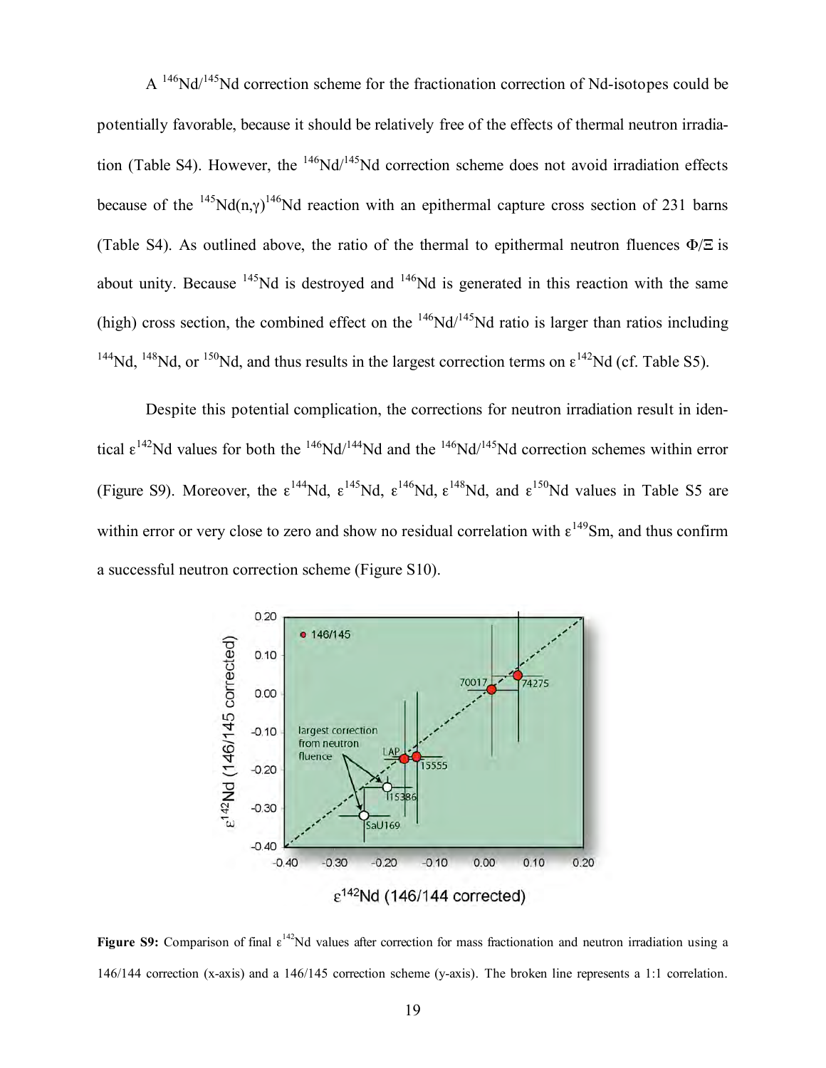A $^{146}$Nd/$^{145}$Nd correction scheme for the fractionation correction of Nd-isotopes could be potentially favorable, because it should be relatively free of the effects of thermal neutron irradiation (Table S4). However, the $^{146}$Nd/$^{145}$Nd correction scheme does not avoid irradiation effects because of the $^{145}$Nd(n,γ)$^{146}$Nd reaction with an epithermal capture cross section of 231 barns (Table S4). As outlined above, the ratio of the thermal to epithermal neutron fluences $\Phi/\Xi$ is about unity. Because $^{145}$Nd is destroyed and $^{146}$Nd is generated in this reaction with the same (high) cross section, the combined effect on the $^{146}$Nd/$^{145}$Nd ratio is larger than ratios including $^{144}$Nd, $^{148}$Nd, or $^{150}$Nd, and thus results in the largest correction terms on $\varepsilon^{142}$Nd (cf. Table S5).

Despite this potential complication, the corrections for neutron irradiation result in identical $\varepsilon^{142}$Nd values for both the $^{146}$Nd/$^{144}$Nd and the $^{146}$Nd/$^{145}$Nd correction schemes within error (Figure S9). Moreover, the $\varepsilon^{144}$Nd, $\varepsilon^{145}$Nd, $\varepsilon^{146}$Nd, $\varepsilon^{148}$Nd, and $\varepsilon^{150}$Nd values in Table S5 are within error or very close to zero and show no residual correlation with $\varepsilon^{149}$Sm, and thus confirm a successful neutron correction scheme (Figure S10).

**Figure S9:** Comparison of final $\varepsilon^{142}$Nd values after correction for mass fractionation and neutron irradiation using a 146/144 correction (x-axis) and a 146/145 correction scheme (y-axis). The broken line represents a 1:1 correlation.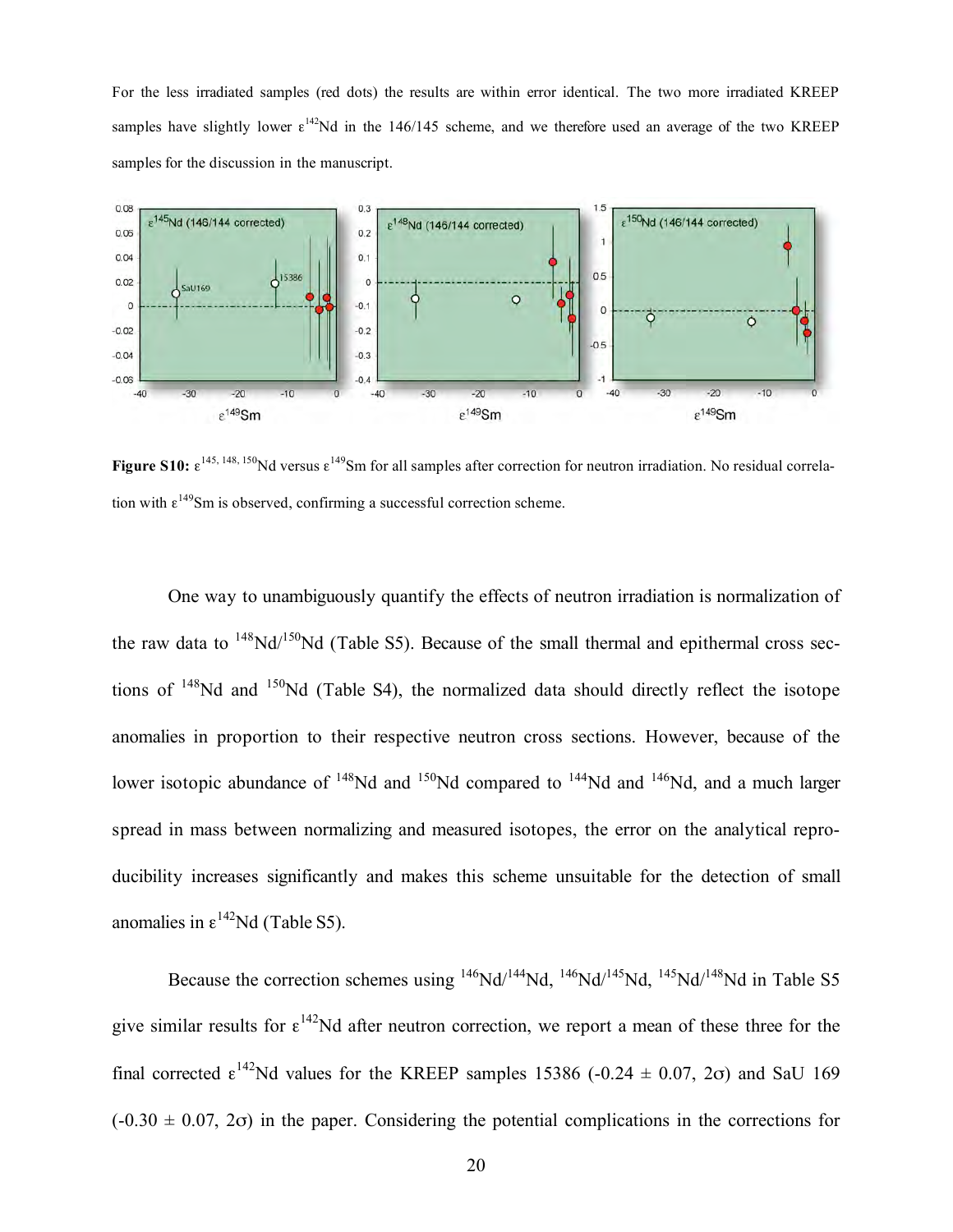For the less irradiated samples (red dots) the results are within error identical. The two more irradiated KREEP samples have slightly lower $\varepsilon^{142}$Nd in the 146/145 scheme, and we therefore used an average of the two KREEP samples for the discussion in the manuscript.

**Figure S10:** $\varepsilon^{145, 148, 150}$Nd versus $\varepsilon^{149}$Sm for all samples after correction for neutron irradiation. No residual correlation with $\varepsilon^{149}$Sm is observed, confirming a successful correction scheme.

One way to unambiguously quantify the effects of neutron irradiation is normalization of the raw data to $^{148}$Nd/$^{150}$Nd (Table S5). Because of the small thermal and epithermal cross sections of $^{148}$Nd and $^{150}$Nd (Table S4), the normalized data should directly reflect the isotope anomalies in proportion to their respective neutron cross sections. However, because of the lower isotopic abundance of $^{148}$Nd and $^{150}$Nd compared to $^{144}$Nd and $^{146}$Nd, and a much larger spread in mass between normalizing and measured isotopes, the error on the analytical reproducibility increases significantly and makes this scheme unsuitable for the detection of small anomalies in $\varepsilon^{142}$Nd (Table S5).

Because the correction schemes using $^{146}$Nd/$^{144}$Nd, $^{146}$Nd/$^{145}$Nd, $^{145}$Nd/$^{148}$Nd in Table S5 give similar results for $\varepsilon^{142}$Nd after neutron correction, we report a mean of these three for the final corrected $\varepsilon^{142}$Nd values for the KREEP samples 15386 (-0.24 ± 0.07, 2σ) and SaU 169 (-0.30 ± 0.07, 2σ) in the paper. Considering the potential complications in the corrections for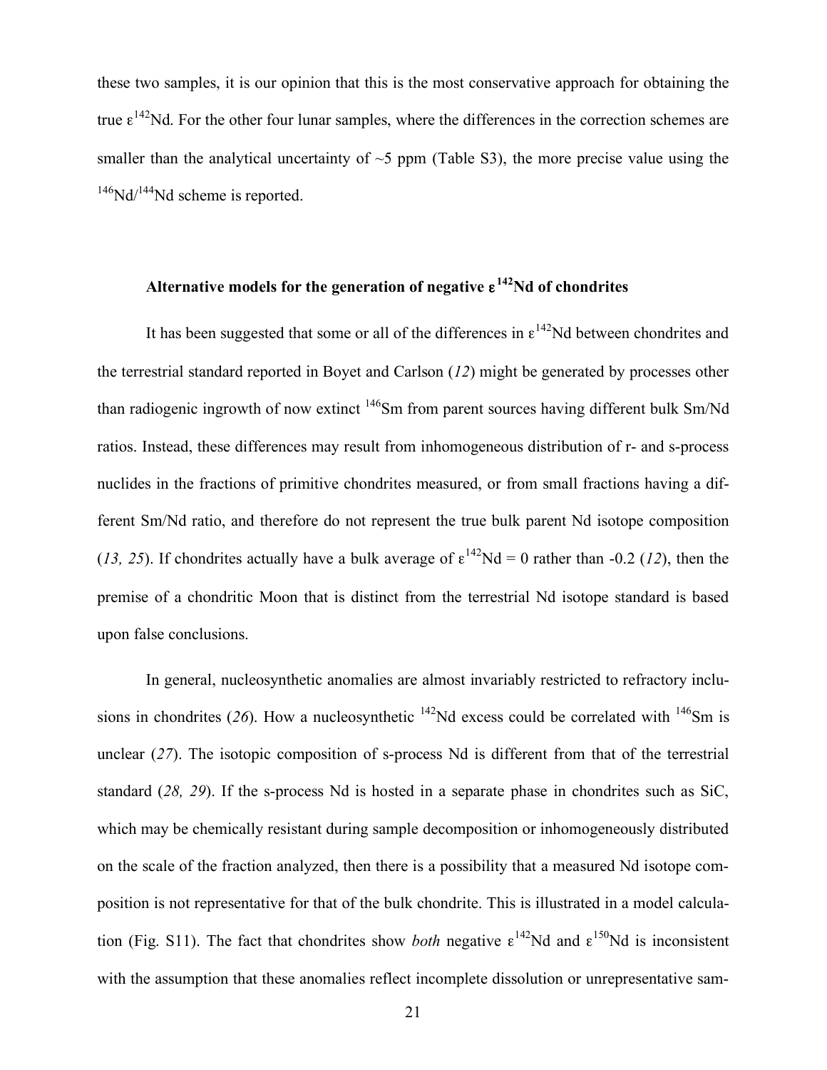these two samples, it is our opinion that this is the most conservative approach for obtaining the true $\varepsilon^{142}$Nd. For the other four lunar samples, where the differences in the correction schemes are smaller than the analytical uncertainty of ~5 ppm (Table S3), the more precise value using the $^{146}$Nd/$^{144}$Nd scheme is reported.

### Alternative models for the generation of negative $\varepsilon^{142}$Nd of chondrites

It has been suggested that some or all of the differences in $\varepsilon^{142}$Nd between chondrites and the terrestrial standard reported in Boyet and Carlson (*12*) might be generated by processes other than radiogenic ingrowth of now extinct $^{146}$Sm from parent sources having different bulk Sm/Nd ratios. Instead, these differences may result from inhomogeneous distribution of r- and s-process nuclides in the fractions of primitive chondrites measured, or from small fractions having a different Sm/Nd ratio, and therefore do not represent the true bulk parent Nd isotope composition (*13, 25*). If chondrites actually have a bulk average of $\varepsilon^{142}$Nd = 0 rather than -0.2 (*12*), then the premise of a chondritic Moon that is distinct from the terrestrial Nd isotope standard is based upon false conclusions.

In general, nucleosynthetic anomalies are almost invariably restricted to refractory inclusions in chondrites (*26*). How a nucleosynthetic $^{142}$Nd excess could be correlated with $^{146}$Sm is unclear (*27*). The isotopic composition of s-process Nd is different from that of the terrestrial standard (*28, 29*). If the s-process Nd is hosted in a separate phase in chondrites such as SiC, which may be chemically resistant during sample decomposition or inhomogeneously distributed on the scale of the fraction analyzed, then there is a possibility that a measured Nd isotope composition is not representative for that of the bulk chondrite. This is illustrated in a model calculation (Fig. S11). The fact that chondrites show *both* negative $\varepsilon^{142}$Nd and $\varepsilon^{150}$Nd is inconsistent with the assumption that these anomalies reflect incomplete dissolution or unrepresentative sam-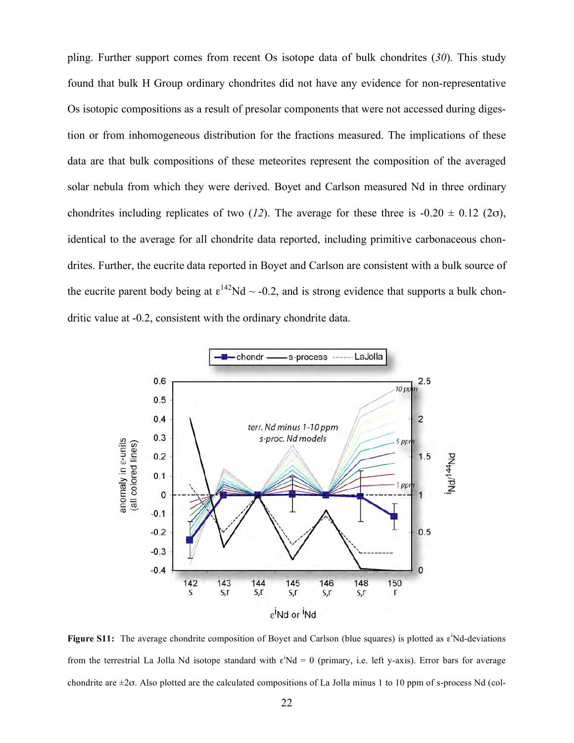pling. Further support comes from recent Os isotope data of bulk chondrites (*30*). This study found that bulk H Group ordinary chondrites did not have any evidence for non-representative Os isotopic compositions as a result of presolar components that were not accessed during digestion or from inhomogeneous distribution for the fractions measured. The implications of these data are that bulk compositions of these meteorites represent the composition of the averaged solar nebula from which they were derived. Boyet and Carlson measured Nd in three ordinary chondrites including replicates of two (*12*). The average for these three is -0.20 ± 0.12 (2σ), identical to the average for all chondrite data reported, including primitive carbonaceous chondrites. Further, the eucrite data reported in Boyet and Carlson are consistent with a bulk source of the eucrite parent body being at $\varepsilon^{142}$Nd ~ -0.2, and is strong evidence that supports a bulk chondritic value at -0.2, consistent with the ordinary chondrite data.

**Figure S11:** The average chondrite composition of Boyet and Carlson (blue squares) is plotted as $\varepsilon^{i}$Nd-deviations from the terrestrial La Jolla Nd isotope standard with $\varepsilon^{i}$Nd = 0 (primary, i.e. left y-axis). Error bars for average chondrite are ±2σ. Also plotted are the calculated compositions of La Jolla minus 1 to 10 ppm of s-process Nd (col-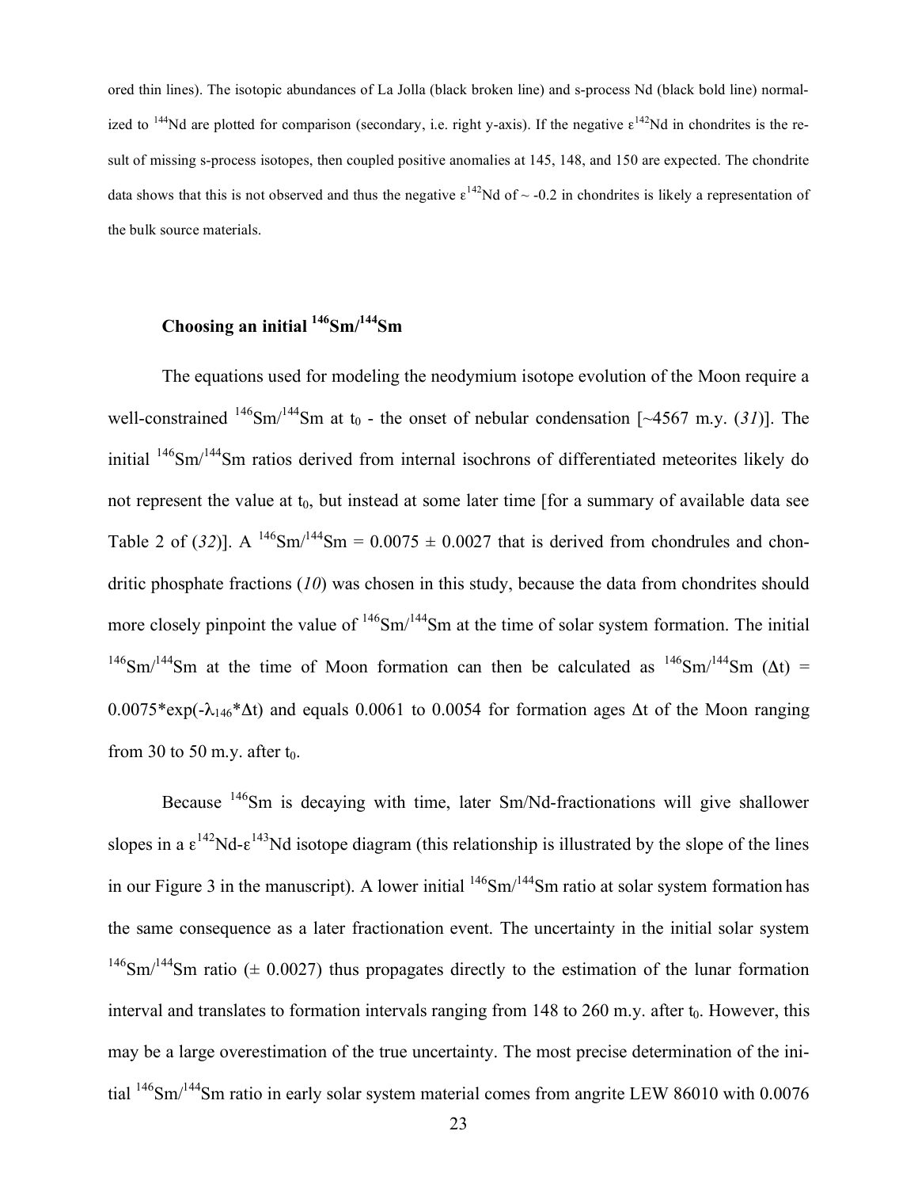ored thin lines). The isotopic abundances of La Jolla (black broken line) and s-process Nd (black bold line) normalized to $^{144}$Nd are plotted for comparison (secondary, i.e. right y-axis). If the negative $\varepsilon^{142}$Nd in chondrites is the result of missing s-process isotopes, then coupled positive anomalies at 145, 148, and 150 are expected. The chondrite data shows that this is not observed and thus the negative $\varepsilon^{142}$Nd of ~ -0.2 in chondrites is likely a representation of the bulk source materials.

### Choosing an initial $^{146}$Sm/$^{144}$Sm

The equations used for modeling the neodymium isotope evolution of the Moon require a well-constrained $^{146}$Sm/$^{144}$Sm at $t_0$ - the onset of nebular condensation [~4567 m.y. (*31*)]. The initial $^{146}$Sm/$^{144}$Sm ratios derived from internal isochrons of differentiated meteorites likely do not represent the value at $t_0$, but instead at some later time [for a summary of available data see Table 2 of (*32*)]. A $^{146}$Sm/$^{144}$Sm = 0.0075 ± 0.0027 that is derived from chondrules and chondritic phosphate fractions (*10*) was chosen in this study, because the data from chondrites should more closely pinpoint the value of $^{146}$Sm/$^{144}$Sm at the time of solar system formation. The initial $^{146}$Sm/$^{144}$Sm at the time of Moon formation can then be calculated as $^{146}$Sm/$^{144}$Sm ($\Delta$t) = 0.0075*exp($-\lambda_{146}$*$\Delta$t) and equals 0.0061 to 0.0054 for formation ages $\Delta$t of the Moon ranging from 30 to 50 m.y. after $t_0$.

Because $^{146}$Sm is decaying with time, later Sm/Nd-fractionations will give shallower slopes in a $\varepsilon^{142}$Nd-$\varepsilon^{143}$Nd isotope diagram (this relationship is illustrated by the slope of the lines in our Figure 3 in the manuscript). A lower initial $^{146}$Sm/$^{144}$Sm ratio at solar system formation has the same consequence as a later fractionation event. The uncertainty in the initial solar system $^{146}$Sm/$^{144}$Sm ratio (± 0.0027) thus propagates directly to the estimation of the lunar formation interval and translates to formation intervals ranging from 148 to 260 m.y. after $t_0$. However, this may be a large overestimation of the true uncertainty. The most precise determination of the initial $^{146}$Sm/$^{144}$Sm ratio in early solar system material comes from angrite LEW 86010 with 0.0076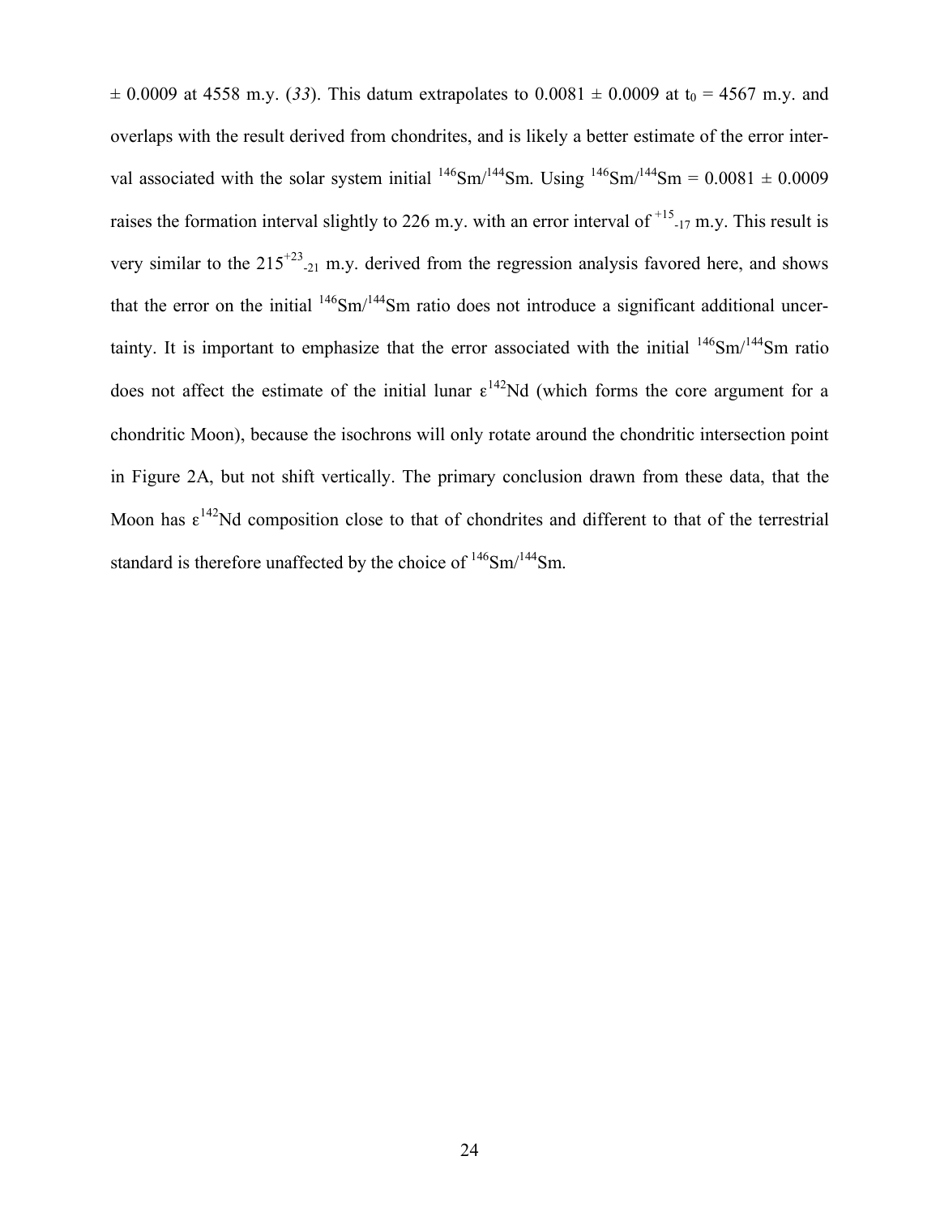$\pm$ 0.0009 at 4558 m.y. (*33*). This datum extrapolates to 0.0081 $\pm$ 0.0009 at $t_0$ = 4567 m.y. and overlaps with the result derived from chondrites, and is likely a better estimate of the error interval associated with the solar system initial $^{146}Sm/^{144}Sm$. Using $^{146}Sm/^{144}Sm$ = 0.0081 $\pm$ 0.0009 raises the formation interval slightly to 226 m.y. with an error interval of $^{+15}_{-17}$ m.y. This result is very similar to the $215^{+23}_{-21}$ m.y. derived from the regression analysis favored here, and shows that the error on the initial $^{146}Sm/^{144}Sm$ ratio does not introduce a significant additional uncertainty. It is important to emphasize that the error associated with the initial $^{146}Sm/^{144}Sm$ ratio does not affect the estimate of the initial lunar $\varepsilon^{142}Nd$ (which forms the core argument for a chondritic Moon), because the isochrons will only rotate around the chondritic intersection point in Figure 2A, but not shift vertically. The primary conclusion drawn from these data, that the Moon has $\varepsilon^{142}Nd$ composition close to that of chondrites and different to that of the terrestrial standard is therefore unaffected by the choice of $^{146}Sm/^{144}Sm$.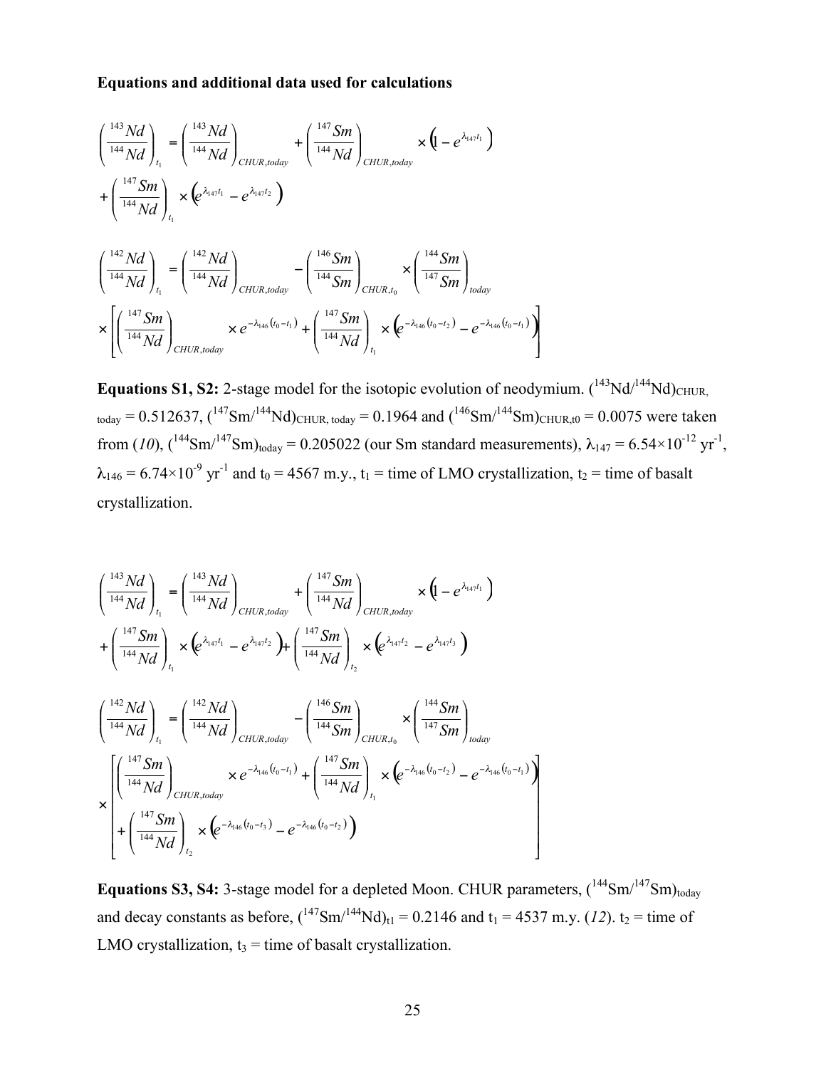**Equations and additional data used for calculations**

$$\left(\frac{^{143}Nd}{^{144}Nd}\right)_{t_1} = \left(\frac{^{143}Nd}{^{144}Nd}\right)_{CHUR,today} + \left(\frac{^{147}Sm}{^{144}Nd}\right)_{CHUR,today} \times \left(1 - e^{\lambda_{147}t_1}\right) + \left(\frac{^{147}Sm}{^{144}Nd}\right)_{t_1} \times \left(e^{\lambda_{147}t_1} - e^{\lambda_{147}t_2}\right)$$

$$\left(\frac{^{142}Nd}{^{144}Nd}\right)_{t_1} = \left(\frac{^{142}Nd}{^{144}Nd}\right)_{CHUR,today} - \left(\frac{^{146}Sm}{^{144}Sm}\right)_{CHUR,t_0} \times \left(\frac{^{144}Sm}{^{147}Sm}\right)_{today} \times \left[\left(\frac{^{147}Sm}{^{144}Nd}\right)_{CHUR,today} \times e^{-\lambda_{146}(t_0-t_1)} + \left(\frac{^{147}Sm}{^{144}Nd}\right)_{t_1} \times \left(e^{-\lambda_{146}(t_0-t_2)} - e^{-\lambda_{146}(t_0-t_1)}\right)\right]$$

**Equations S1, S2:** 2-stage model for the isotopic evolution of neodymium. $(^{143}Nd/^{144}Nd)_{CHUR,today} = 0.512637$, $(^{147}Sm/^{144}Nd)_{CHUR,today} = 0.1964$ and $(^{146}Sm/^{144}Sm)_{CHUR,t0} = 0.0075$ were taken from (*10*), $(^{144}Sm/^{147}Sm)_{today} = 0.205022$ (our Sm standard measurements), $\lambda_{147} = 6.54\times10^{-12}$ yr$^{-1}$, $\lambda_{146} = 6.74\times10^{-9}$ yr$^{-1}$ and $t_0$ = 4567 m.y., $t_1$ = time of LMO crystallization, $t_2$ = time of basalt crystallization.

$$\left(\frac{^{143}Nd}{^{144}Nd}\right)_{t_1} = \left(\frac{^{143}Nd}{^{144}Nd}\right)_{CHUR,today} + \left(\frac{^{147}Sm}{^{144}Nd}\right)_{CHUR,today} \times \left(1 - e^{\lambda_{147}t_1}\right) + \left(\frac{^{147}Sm}{^{144}Nd}\right)_{t_1} \times \left(e^{\lambda_{147}t_1} - e^{\lambda_{147}t_2}\right) + \left(\frac{^{147}Sm}{^{144}Nd}\right)_{t_2} \times \left(e^{\lambda_{147}t_2} - e^{\lambda_{147}t_3}\right)$$

$$\left(\frac{^{142}Nd}{^{144}Nd}\right)_{t_1} = \left(\frac{^{142}Nd}{^{144}Nd}\right)_{CHUR,today} - \left(\frac{^{146}Sm}{^{144}Sm}\right)_{CHUR,t_0} \times \left(\frac{^{144}Sm}{^{147}Sm}\right)_{today} \times \left[\left(\frac{^{147}Sm}{^{144}Nd}\right)_{CHUR,today} \times e^{-\lambda_{146}(t_0-t_1)} + \left(\frac{^{147}Sm}{^{144}Nd}\right)_{t_1} \times \left(e^{-\lambda_{146}(t_0-t_2)} - e^{-\lambda_{146}(t_0-t_1)}\right) + \left(\frac{^{147}Sm}{^{144}Nd}\right)_{t_2} \times \left(e^{-\lambda_{146}(t_0-t_3)} - e^{-\lambda_{146}(t_0-t_2)}\right)\right]$$

**Equations S3, S4:** 3-stage model for a depleted Moon. CHUR parameters, $(^{144}Sm/^{147}Sm)_{today}$ and decay constants as before, $(^{147}Sm/^{144}Nd)_{t1} = 0.2146$ and $t_1$ = 4537 m.y. (*12*). $t_2$ = time of LMO crystallization, $t_3$ = time of basalt crystallization.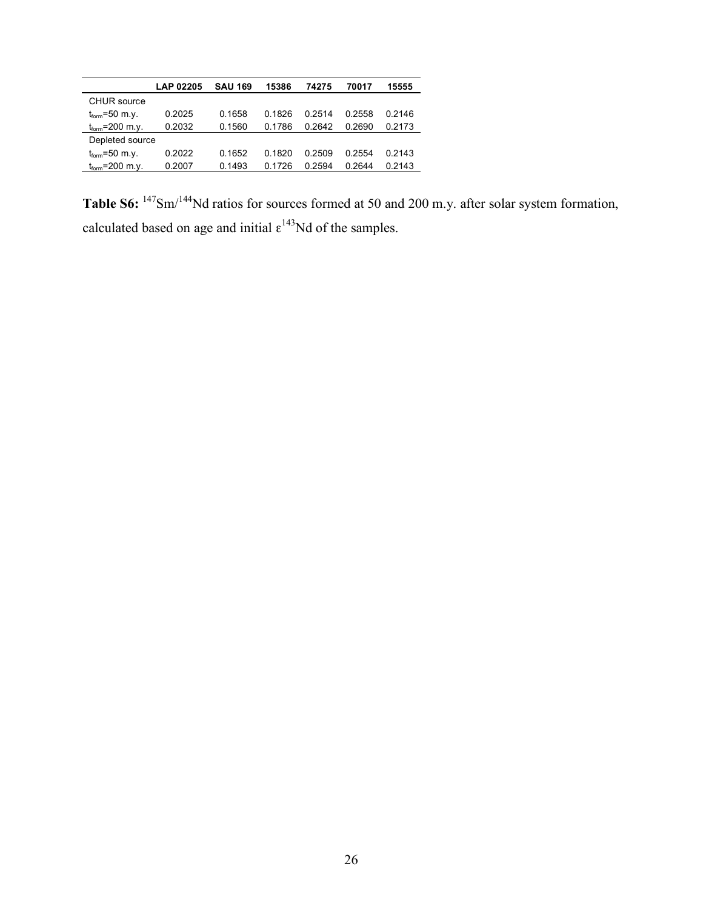| | LAP 02205 | SAU 169 | 15386 | 74275 | 70017 | 15555 |
|---|---|---|---|---|---|---|
| CHUR source | | | | | | |
| $t_{form}$=50 m.y. | 0.2025 | 0.1658 | 0.1826 | 0.2514 | 0.2558 | 0.2146 |
| $t_{form}$=200 m.y. | 0.2032 | 0.1560 | 0.1786 | 0.2642 | 0.2690 | 0.2173 |
| Depleted source | | | | | | |
| $t_{form}$=50 m.y. | 0.2022 | 0.1652 | 0.1820 | 0.2509 | 0.2554 | 0.2143 |
| $t_{form}$=200 m.y. | 0.2007 | 0.1493 | 0.1726 | 0.2594 | 0.2644 | 0.2143 |

**Table S6:** $^{147}Sm/^{144}Nd$ ratios for sources formed at 50 and 200 m.y. after solar system formation, calculated based on age and initial $\varepsilon^{143}Nd$ of the samples.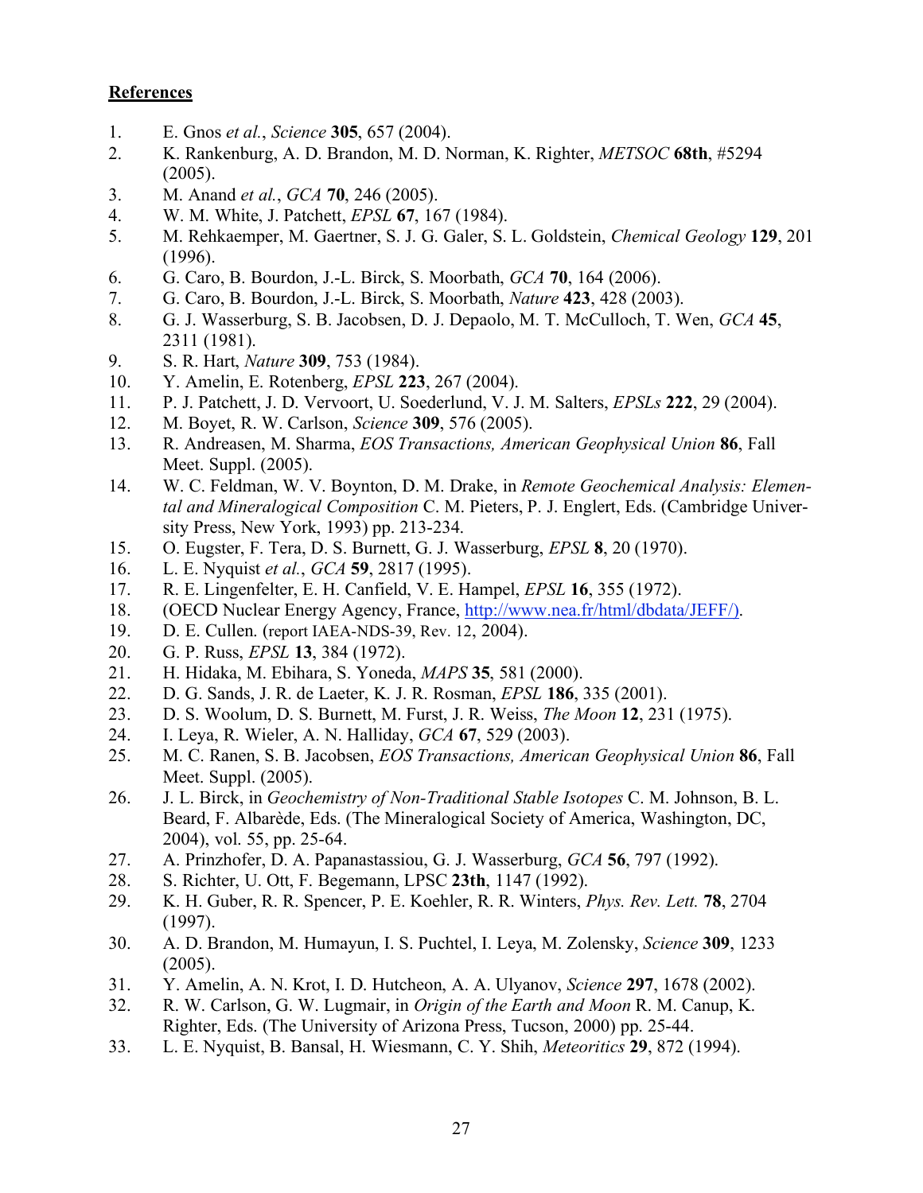**References**

1. E. Gnos *et al.*, *Science* **305**, 657 (2004).
2. K. Rankenburg, A. D. Brandon, M. D. Norman, K. Righter, *METSOC* **68th**, #5294 (2005).
3. M. Anand *et al.*, *GCA* **70**, 246 (2005).
4. W. M. White, J. Patchett, *EPSL* **67**, 167 (1984).
5. M. Rehkaemper, M. Gaertner, S. J. G. Galer, S. L. Goldstein, *Chemical Geology* **129**, 201 (1996).
6. G. Caro, B. Bourdon, J.-L. Birck, S. Moorbath, *GCA* **70**, 164 (2006).
7. G. Caro, B. Bourdon, J.-L. Birck, S. Moorbath, *Nature* **423**, 428 (2003).
8. G. J. Wasserburg, S. B. Jacobsen, D. J. Depaolo, M. T. McCulloch, T. Wen, *GCA* **45**, 2311 (1981).
9. S. R. Hart, *Nature* **309**, 753 (1984).
10. Y. Amelin, E. Rotenberg, *EPSL* **223**, 267 (2004).
11. P. J. Patchett, J. D. Vervoort, U. Soederlund, V. J. M. Salters, *EPSLs* **222**, 29 (2004).
12. M. Boyet, R. W. Carlson, *Science* **309**, 576 (2005).
13. R. Andreasen, M. Sharma, *EOS Transactions, American Geophysical Union* **86**, Fall Meet. Suppl. (2005).
14. W. C. Feldman, W. V. Boynton, D. M. Drake, in *Remote Geochemical Analysis: Elemental and Mineralogical Composition* C. M. Pieters, P. J. Englert, Eds. (Cambridge University Press, New York, 1993) pp. 213-234.
15. O. Eugster, F. Tera, D. S. Burnett, G. J. Wasserburg, *EPSL* **8**, 20 (1970).
16. L. E. Nyquist *et al.*, *GCA* **59**, 2817 (1995).
17. R. E. Lingenfelter, E. H. Canfield, V. E. Hampel, *EPSL* **16**, 355 (1972).
18. (OECD Nuclear Energy Agency, France, http://www.nea.fr/html/dbdata/JEFF/).
19. D. E. Cullen. (report IAEA-NDS-39, Rev. 12, 2004).
20. G. P. Russ, *EPSL* **13**, 384 (1972).
21. H. Hidaka, M. Ebihara, S. Yoneda, *MAPS* **35**, 581 (2000).
22. D. G. Sands, J. R. de Laeter, K. J. R. Rosman, *EPSL* **186**, 335 (2001).
23. D. S. Woolum, D. S. Burnett, M. Furst, J. R. Weiss, *The Moon* **12**, 231 (1975).
24. I. Leya, R. Wieler, A. N. Halliday, *GCA* **67**, 529 (2003).
25. M. C. Ranen, S. B. Jacobsen, *EOS Transactions, American Geophysical Union* **86**, Fall Meet. Suppl. (2005).
26. J. L. Birck, in *Geochemistry of Non-Traditional Stable Isotopes* C. M. Johnson, B. L. Beard, F. Albarède, Eds. (The Mineralogical Society of America, Washington, DC, 2004), vol. 55, pp. 25-64.
27. A. Prinzhofer, D. A. Papanastassiou, G. J. Wasserburg, *GCA* **56**, 797 (1992).
28. S. Richter, U. Ott, F. Begemann, LPSC **23th**, 1147 (1992).
29. K. H. Guber, R. R. Spencer, P. E. Koehler, R. R. Winters, *Phys. Rev. Lett.* **78**, 2704 (1997).
30. A. D. Brandon, M. Humayun, I. S. Puchtel, I. Leya, M. Zolensky, *Science* **309**, 1233 (2005).
31. Y. Amelin, A. N. Krot, I. D. Hutcheon, A. A. Ulyanov, *Science* **297**, 1678 (2002).
32. R. W. Carlson, G. W. Lugmair, in *Origin of the Earth and Moon* R. M. Canup, K. Righter, Eds. (The University of Arizona Press, Tucson, 2000) pp. 25-44.
33. L. E. Nyquist, B. Bansal, H. Wiesmann, C. Y. Shih, *Meteoritics* **29**, 872 (1994).